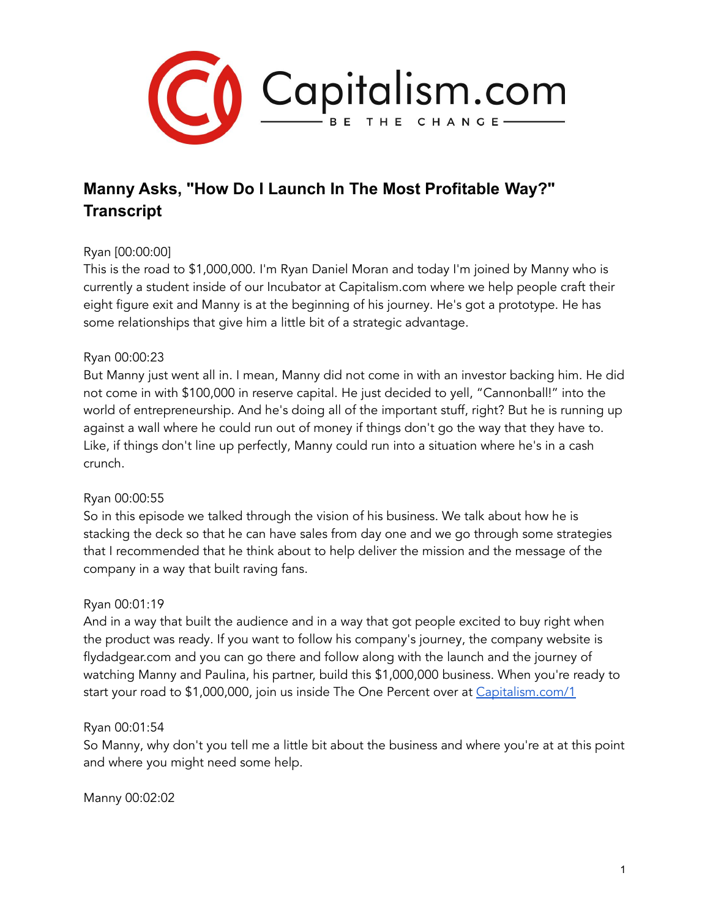# Manny Asks, "How Do I Launch In The Most Profitable Way?" Transcript

Ryan [00:00:00]
This is the road to $1,000,000. I'm Ryan Daniel Moran and today I'm joined by Manny who is currently a student inside of our Incubator at Capitalism.com where we help people craft their eight figure exit and Manny is at the beginning of his journey. He's got a prototype. He has some relationships that give him a little bit of a strategic advantage.

Ryan 00:00:23
But Manny just went all in. I mean, Manny did not come in with an investor backing him. He did not come in with $100,000 in reserve capital. He just decided to yell, "Cannonball!" into the world of entrepreneurship. And he's doing all of the important stuff, right? But he is running up against a wall where he could run out of money if things don't go the way that they have to. Like, if things don't line up perfectly, Manny could run into a situation where he's in a cash crunch.

Ryan 00:00:55
So in this episode we talked through the vision of his business. We talk about how he is stacking the deck so that he can have sales from day one and we go through some strategies that I recommended that he think about to help deliver the mission and the message of the company in a way that built raving fans.

Ryan 00:01:19
And in a way that built the audience and in a way that got people excited to buy right when the product was ready. If you want to follow his company's journey, the company website is flydadgear.com and you can go there and follow along with the launch and the journey of watching Manny and Paulina, his partner, build this $1,000,000 business. When you're ready to start your road to $1,000,000, join us inside The One Percent over at [Capitalism.com/1](Capitalism.com/1)

Ryan 00:01:54
So Manny, why don't you tell me a little bit about the business and where you're at at this point and where you might need some help.

Manny 00:02:02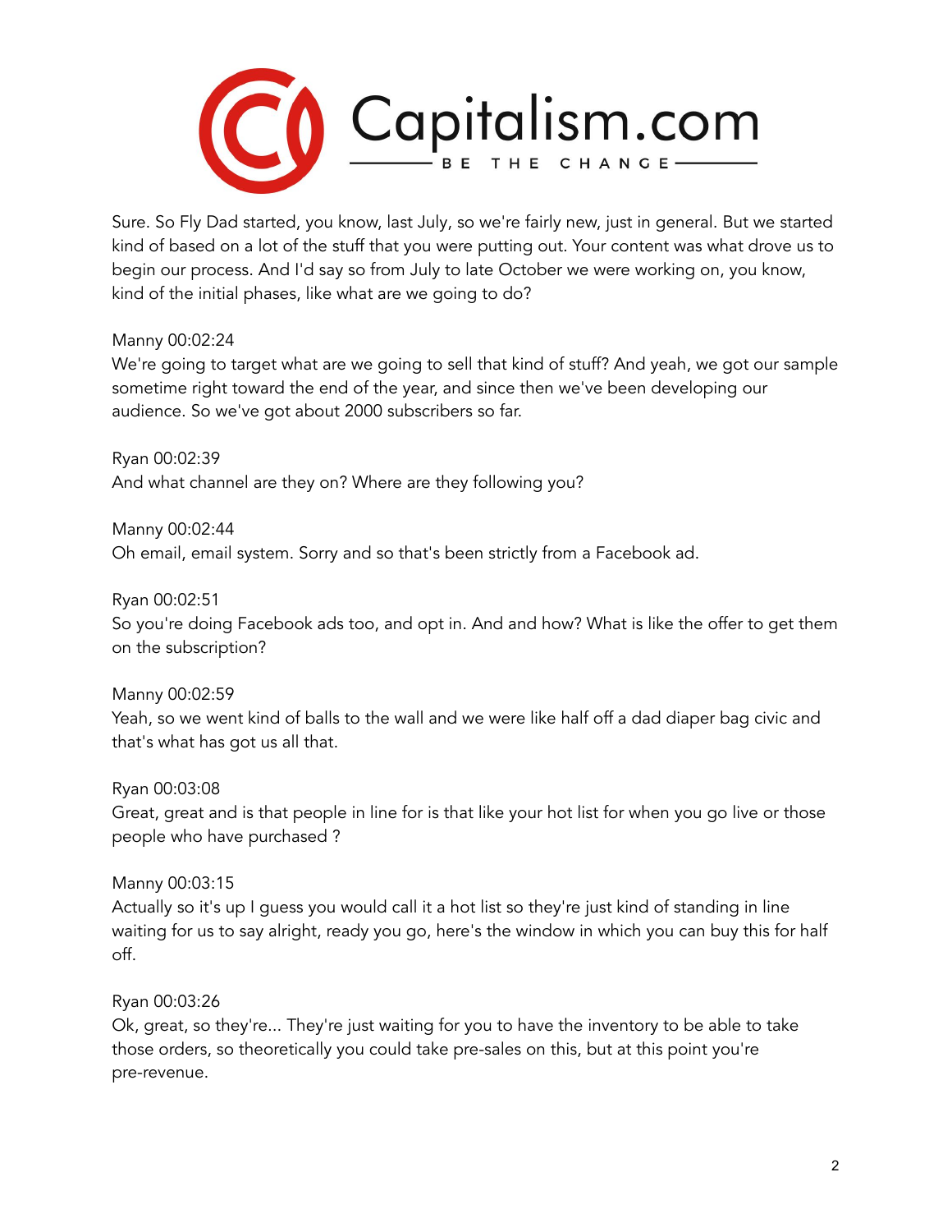Sure. So Fly Dad started, you know, last July, so we're fairly new, just in general. But we started kind of based on a lot of the stuff that you were putting out. Your content was what drove us to begin our process. And I'd say so from July to late October we were working on, you know, kind of the initial phases, like what are we going to do?

Manny 00:02:24
We're going to target what are we going to sell that kind of stuff? And yeah, we got our sample sometime right toward the end of the year, and since then we've been developing our audience. So we've got about 2000 subscribers so far.

Ryan 00:02:39
And what channel are they on? Where are they following you?

Manny 00:02:44
Oh email, email system. Sorry and so that's been strictly from a Facebook ad.

Ryan 00:02:51
So you're doing Facebook ads too, and opt in. And and how? What is like the offer to get them on the subscription?

Manny 00:02:59
Yeah, so we went kind of balls to the wall and we were like half off a dad diaper bag civic and that's what has got us all that.

Ryan 00:03:08
Great, great and is that people in line for is that like your hot list for when you go live or those people who have purchased ?

Manny 00:03:15
Actually so it's up I guess you would call it a hot list so they're just kind of standing in line waiting for us to say alright, ready you go, here's the window in which you can buy this for half off.

Ryan 00:03:26
Ok, great, so they're... They're just waiting for you to have the inventory to be able to take those orders, so theoretically you could take pre-sales on this, but at this point you're pre-revenue.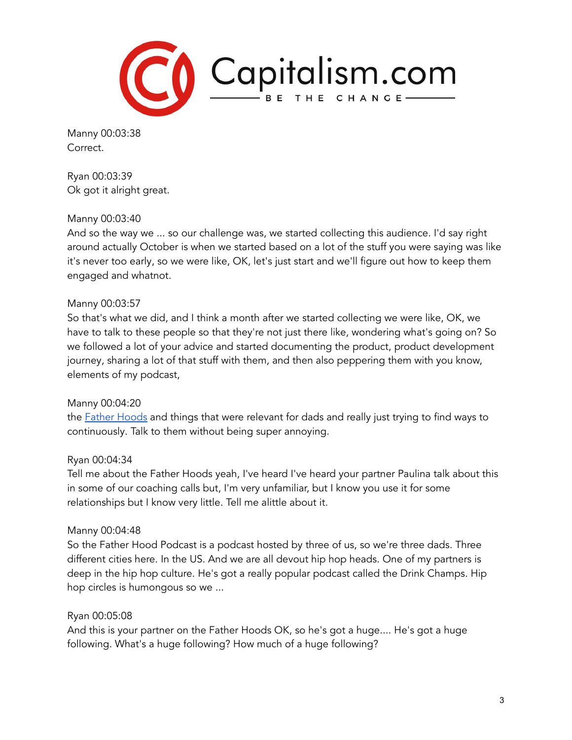Manny 00:03:38
Correct.

Ryan 00:03:39
Ok got it alright great.

Manny 00:03:40
And so the way we ... so our challenge was, we started collecting this audience. I'd say right around actually October is when we started based on a lot of the stuff you were saying was like it's never too early, so we were like, OK, let's just start and we'll figure out how to keep them engaged and whatnot.

Manny 00:03:57
So that's what we did, and I think a month after we started collecting we were like, OK, we have to talk to these people so that they're not just there like, wondering what's going on? So we followed a lot of your advice and started documenting the product, product development journey, sharing a lot of that stuff with them, and then also peppering them with you know, elements of my podcast,

Manny 00:04:20
the Father Hoods and things that were relevant for dads and really just trying to find ways to continuously. Talk to them without being super annoying.

Ryan 00:04:34
Tell me about the Father Hoods yeah, I've heard I've heard your partner Paulina talk about this in some of our coaching calls but, I'm very unfamiliar, but I know you use it for some relationships but I know very little. Tell me alittle about it.

Manny 00:04:48
So the Father Hood Podcast is a podcast hosted by three of us, so we're three dads. Three different cities here. In the US. And we are all devout hip hop heads. One of my partners is deep in the hip hop culture. He's got a really popular podcast called the Drink Champs. Hip hop circles is humongous so we ...

Ryan 00:05:08
And this is your partner on the Father Hoods OK, so he's got a huge.... He's got a huge following. What's a huge following? How much of a huge following?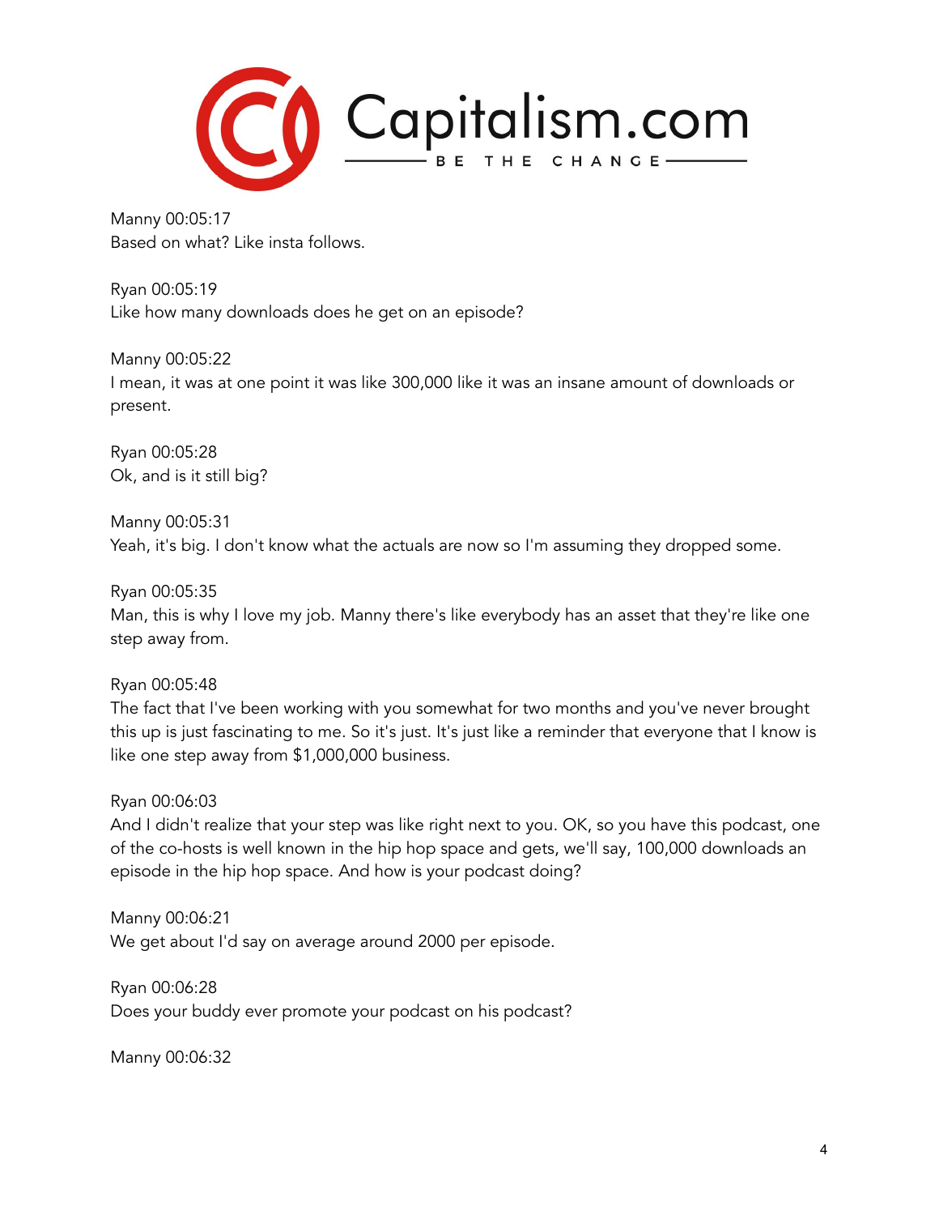Manny 00:05:17
Based on what? Like insta follows.

Ryan 00:05:19
Like how many downloads does he get on an episode?

Manny 00:05:22
I mean, it was at one point it was like 300,000 like it was an insane amount of downloads or present.

Ryan 00:05:28
Ok, and is it still big?

Manny 00:05:31
Yeah, it's big. I don't know what the actuals are now so I'm assuming they dropped some.

Ryan 00:05:35
Man, this is why I love my job. Manny there's like everybody has an asset that they're like one step away from.

Ryan 00:05:48
The fact that I've been working with you somewhat for two months and you've never brought this up is just fascinating to me. So it's just. It's just like a reminder that everyone that I know is like one step away from $1,000,000 business.

Ryan 00:06:03
And I didn't realize that your step was like right next to you. OK, so you have this podcast, one of the co-hosts is well known in the hip hop space and gets, we'll say, 100,000 downloads an episode in the hip hop space. And how is your podcast doing?

Manny 00:06:21
We get about I'd say on average around 2000 per episode.

Ryan 00:06:28
Does your buddy ever promote your podcast on his podcast?

Manny 00:06:32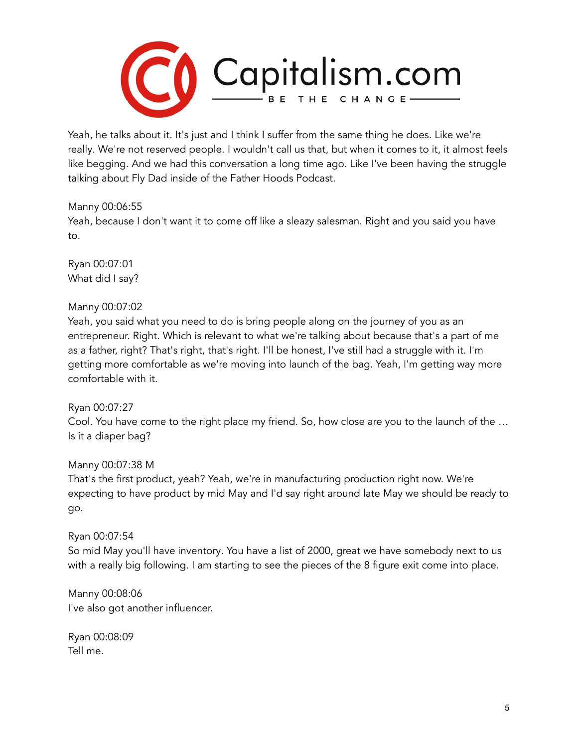Yeah, he talks about it. It's just and I think I suffer from the same thing he does. Like we're really. We're not reserved people. I wouldn't call us that, but when it comes to it, it almost feels like begging. And we had this conversation a long time ago. Like I've been having the struggle talking about Fly Dad inside of the Father Hoods Podcast.

Manny 00:06:55
Yeah, because I don't want it to come off like a sleazy salesman. Right and you said you have to.

Ryan 00:07:01
What did I say?

Manny 00:07:02
Yeah, you said what you need to do is bring people along on the journey of you as an entrepreneur. Right. Which is relevant to what we're talking about because that's a part of me as a father, right? That's right, that's right. I'll be honest, I've still had a struggle with it. I'm getting more comfortable as we're moving into launch of the bag. Yeah, I'm getting way more comfortable with it.

Ryan 00:07:27
Cool. You have come to the right place my friend. So, how close are you to the launch of the … Is it a diaper bag?

Manny 00:07:38 M
That's the first product, yeah? Yeah, we're in manufacturing production right now. We're expecting to have product by mid May and I'd say right around late May we should be ready to go.

Ryan 00:07:54
So mid May you'll have inventory. You have a list of 2000, great we have somebody next to us with a really big following. I am starting to see the pieces of the 8 figure exit come into place.

Manny 00:08:06
I've also got another influencer.

Ryan 00:08:09
Tell me.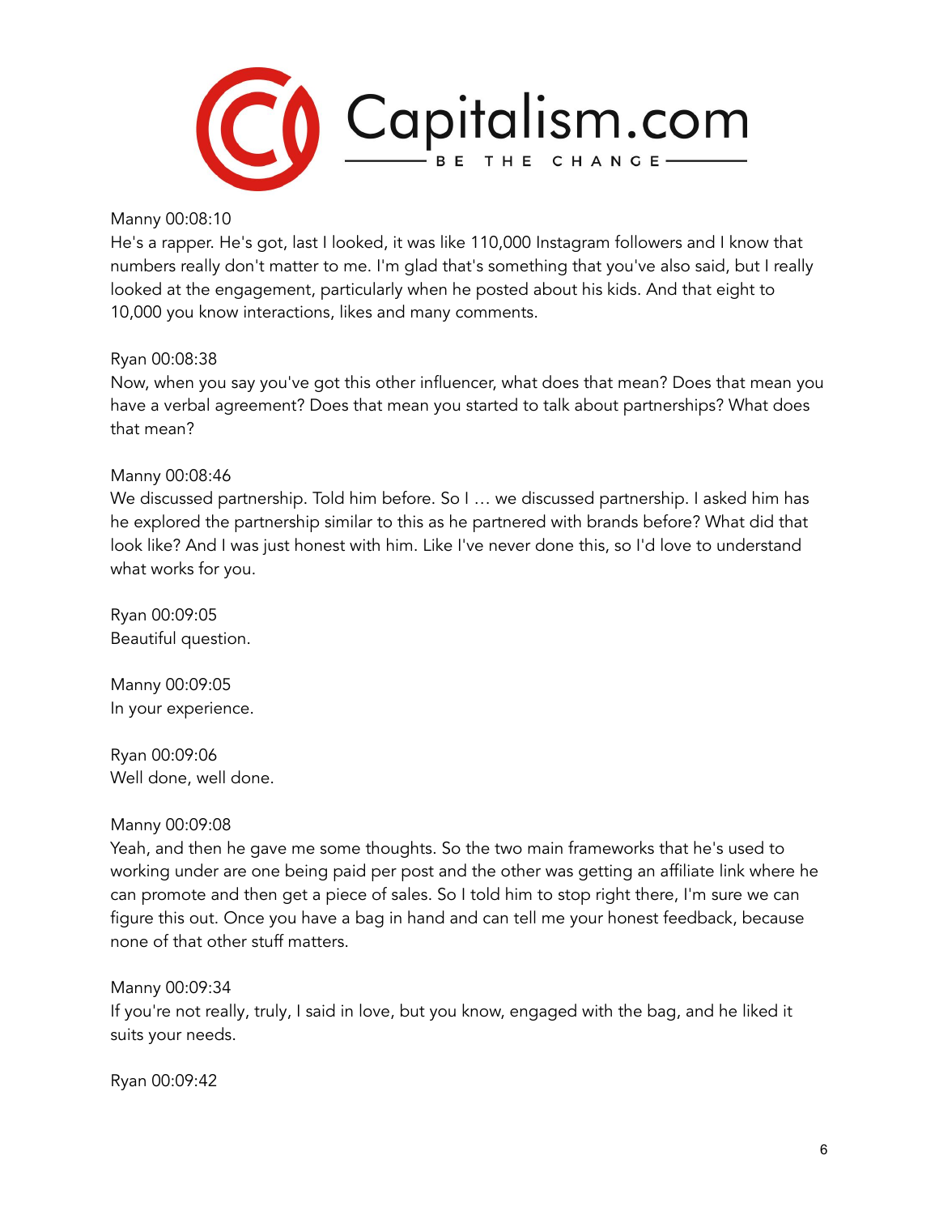Manny 00:08:10
He's a rapper. He's got, last I looked, it was like 110,000 Instagram followers and I know that numbers really don't matter to me. I'm glad that's something that you've also said, but I really looked at the engagement, particularly when he posted about his kids. And that eight to 10,000 you know interactions, likes and many comments.

Ryan 00:08:38
Now, when you say you've got this other influencer, what does that mean? Does that mean you have a verbal agreement? Does that mean you started to talk about partnerships? What does that mean?

Manny 00:08:46
We discussed partnership. Told him before. So I ... we discussed partnership. I asked him has he explored the partnership similar to this as he partnered with brands before? What did that look like? And I was just honest with him. Like I've never done this, so I'd love to understand what works for you.

Ryan 00:09:05
Beautiful question.

Manny 00:09:05
In your experience.

Ryan 00:09:06
Well done, well done.

Manny 00:09:08
Yeah, and then he gave me some thoughts. So the two main frameworks that he's used to working under are one being paid per post and the other was getting an affiliate link where he can promote and then get a piece of sales. So I told him to stop right there, I'm sure we can figure this out. Once you have a bag in hand and can tell me your honest feedback, because none of that other stuff matters.

Manny 00:09:34
If you're not really, truly, I said in love, but you know, engaged with the bag, and he liked it suits your needs.

Ryan 00:09:42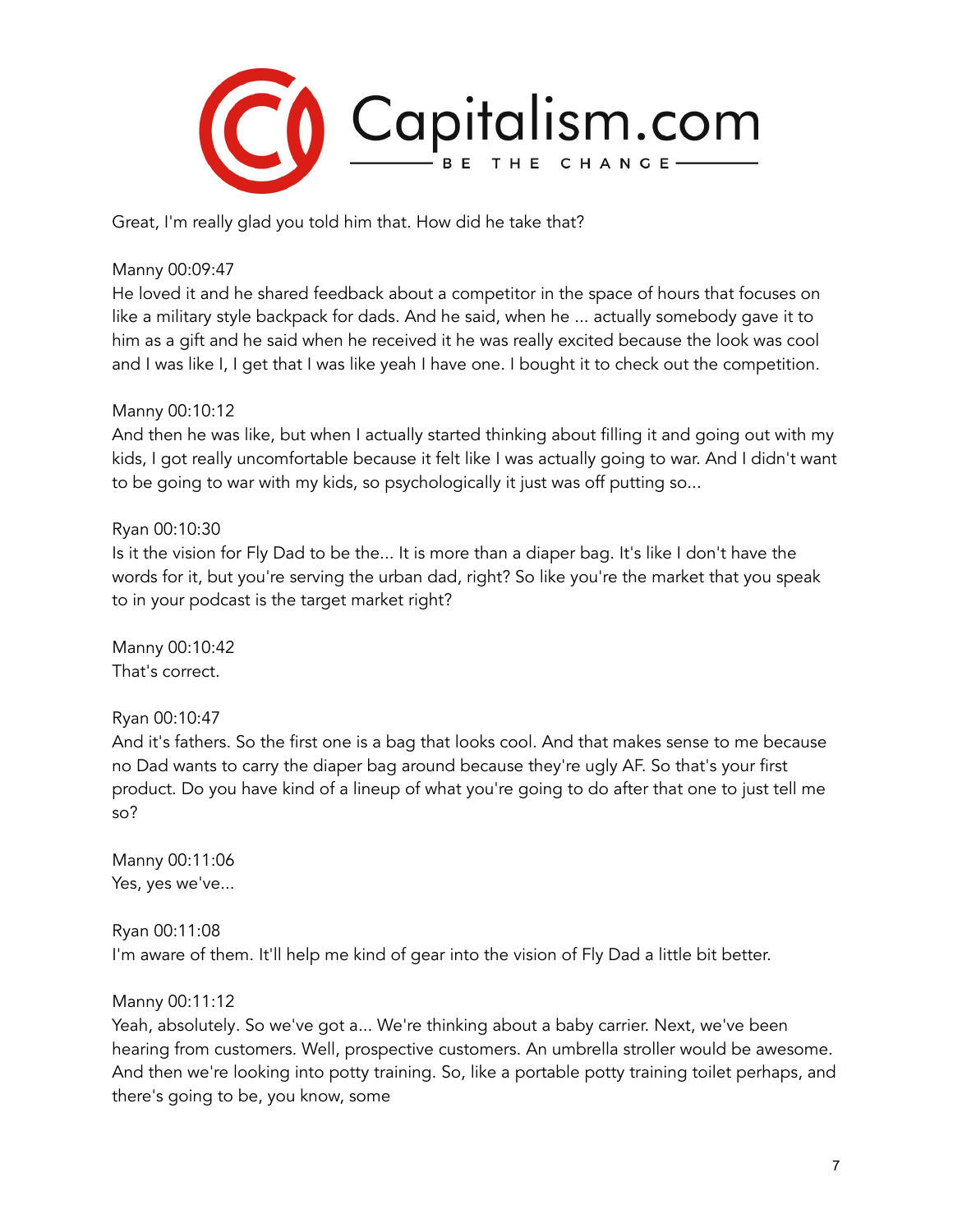Great, I'm really glad you told him that. How did he take that?

Manny 00:09:47
He loved it and he shared feedback about a competitor in the space of hours that focuses on like a military style backpack for dads. And he said, when he ... actually somebody gave it to him as a gift and he said when he received it he was really excited because the look was cool and I was like I, I get that I was like yeah I have one. I bought it to check out the competition.

Manny 00:10:12
And then he was like, but when I actually started thinking about filling it and going out with my kids, I got really uncomfortable because it felt like I was actually going to war. And I didn't want to be going to war with my kids, so psychologically it just was off putting so...

Ryan 00:10:30
Is it the vision for Fly Dad to be the... It is more than a diaper bag. It's like I don't have the words for it, but you're serving the urban dad, right? So like you're the market that you speak to in your podcast is the target market right?

Manny 00:10:42
That's correct.

Ryan 00:10:47
And it's fathers. So the first one is a bag that looks cool. And that makes sense to me because no Dad wants to carry the diaper bag around because they're ugly AF. So that's your first product. Do you have kind of a lineup of what you're going to do after that one to just tell me so?

Manny 00:11:06
Yes, yes we've...

Ryan 00:11:08
I'm aware of them. It'll help me kind of gear into the vision of Fly Dad a little bit better.

Manny 00:11:12
Yeah, absolutely. So we've got a... We're thinking about a baby carrier. Next, we've been hearing from customers. Well, prospective customers. An umbrella stroller would be awesome. And then we're looking into potty training. So, like a portable potty training toilet perhaps, and there's going to be, you know, some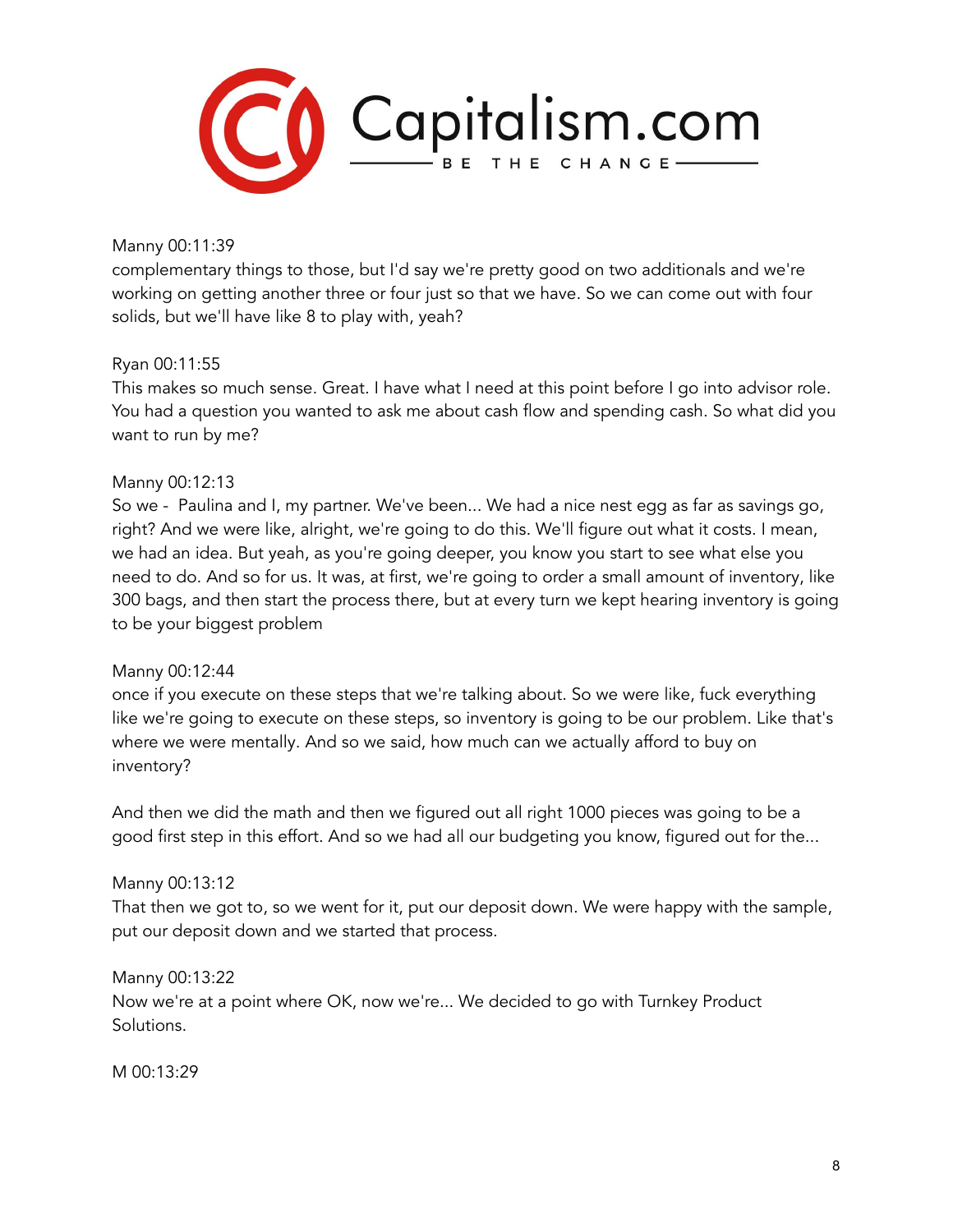Manny 00:11:39
complementary things to those, but I'd say we're pretty good on two additionals and we're working on getting another three or four just so that we have. So we can come out with four solids, but we'll have like 8 to play with, yeah?

Ryan 00:11:55
This makes so much sense. Great. I have what I need at this point before I go into advisor role. You had a question you wanted to ask me about cash flow and spending cash. So what did you want to run by me?

Manny 00:12:13
So we - Paulina and I, my partner. We've been... We had a nice nest egg as far as savings go, right? And we were like, alright, we're going to do this. We'll figure out what it costs. I mean, we had an idea. But yeah, as you're going deeper, you know you start to see what else you need to do. And so for us. It was, at first, we're going to order a small amount of inventory, like 300 bags, and then start the process there, but at every turn we kept hearing inventory is going to be your biggest problem

Manny 00:12:44
once if you execute on these steps that we're talking about. So we were like, fuck everything like we're going to execute on these steps, so inventory is going to be our problem. Like that's where we were mentally. And so we said, how much can we actually afford to buy on inventory?

And then we did the math and then we figured out all right 1000 pieces was going to be a good first step in this effort. And so we had all our budgeting you know, figured out for the...

Manny 00:13:12
That then we got to, so we went for it, put our deposit down. We were happy with the sample, put our deposit down and we started that process.

Manny 00:13:22
Now we're at a point where OK, now we're... We decided to go with Turnkey Product Solutions.

M 00:13:29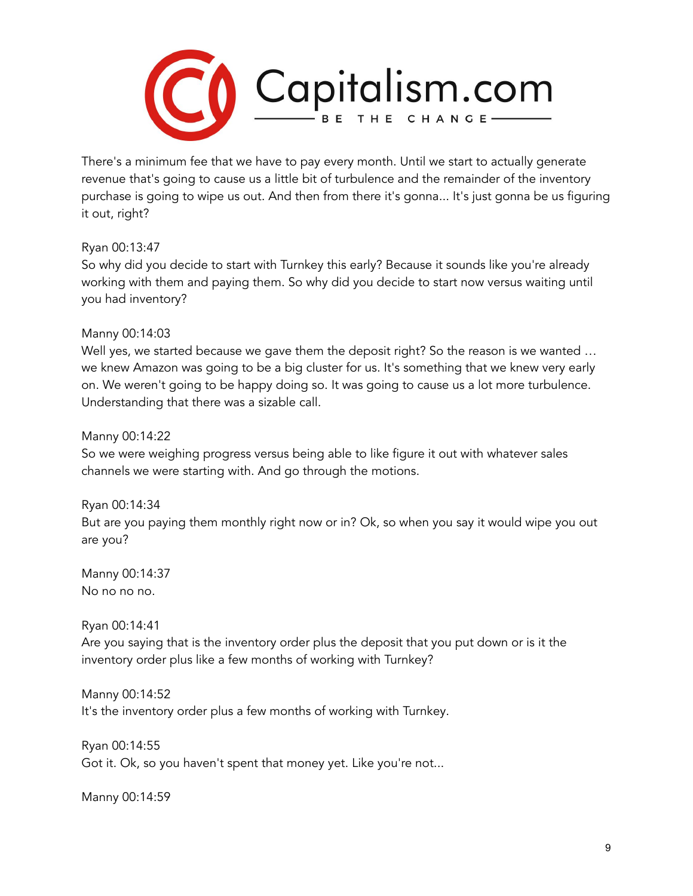There's a minimum fee that we have to pay every month. Until we start to actually generate revenue that's going to cause us a little bit of turbulence and the remainder of the inventory purchase is going to wipe us out. And then from there it's gonna... It's just gonna be us figuring it out, right?

Ryan 00:13:47
So why did you decide to start with Turnkey this early? Because it sounds like you're already working with them and paying them. So why did you decide to start now versus waiting until you had inventory?

Manny 00:14:03
Well yes, we started because we gave them the deposit right? So the reason is we wanted … we knew Amazon was going to be a big cluster for us. It's something that we knew very early on. We weren't going to be happy doing so. It was going to cause us a lot more turbulence. Understanding that there was a sizable call.

Manny 00:14:22
So we were weighing progress versus being able to like figure it out with whatever sales channels we were starting with. And go through the motions.

Ryan 00:14:34
But are you paying them monthly right now or in? Ok, so when you say it would wipe you out are you?

Manny 00:14:37
No no no no.

Ryan 00:14:41
Are you saying that is the inventory order plus the deposit that you put down or is it the inventory order plus like a few months of working with Turnkey?

Manny 00:14:52
It's the inventory order plus a few months of working with Turnkey.

Ryan 00:14:55
Got it. Ok, so you haven't spent that money yet. Like you're not...

Manny 00:14:59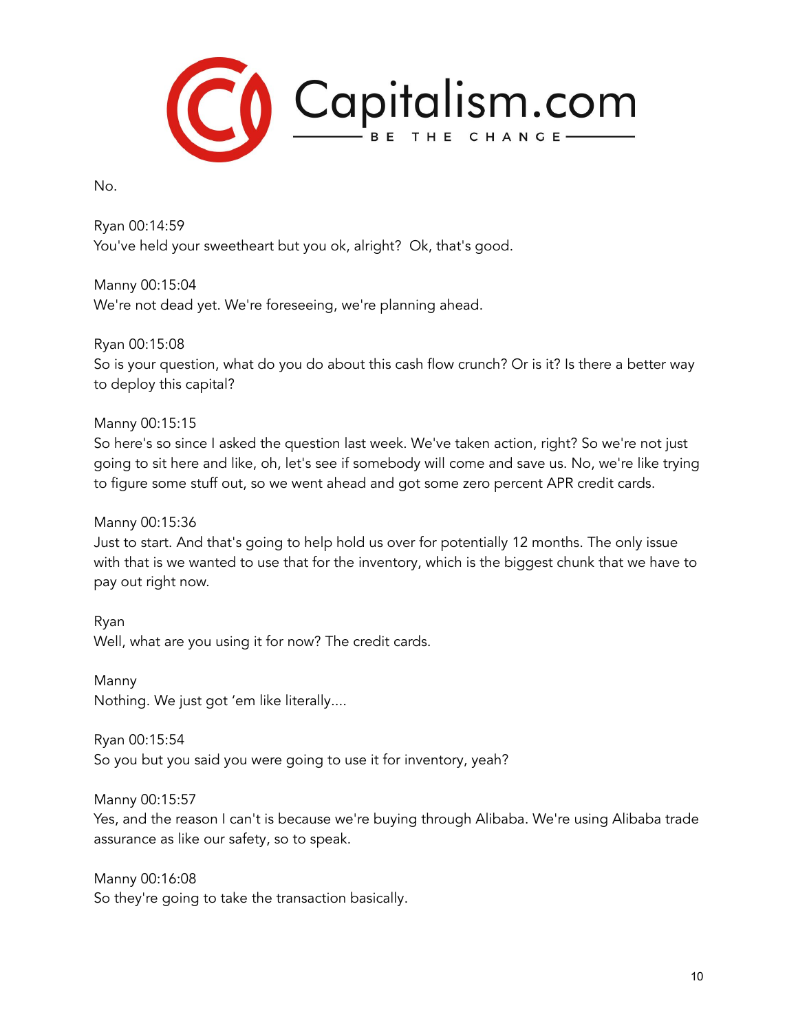No.

Ryan 00:14:59
You've held your sweetheart but you ok, alright?  Ok, that's good.

Manny 00:15:04
We're not dead yet. We're foreseeing, we're planning ahead.

Ryan 00:15:08
So is your question, what do you do about this cash flow crunch? Or is it? Is there a better way to deploy this capital?

Manny 00:15:15
So here's so since I asked the question last week. We've taken action, right? So we're not just going to sit here and like, oh, let's see if somebody will come and save us. No, we're like trying to figure some stuff out, so we went ahead and got some zero percent APR credit cards.

Manny 00:15:36
Just to start. And that's going to help hold us over for potentially 12 months. The only issue with that is we wanted to use that for the inventory, which is the biggest chunk that we have to pay out right now.

Ryan
Well, what are you using it for now? The credit cards.

Manny
Nothing. We just got 'em like literally....

Ryan 00:15:54
So you but you said you were going to use it for inventory, yeah?

Manny 00:15:57
Yes, and the reason I can't is because we're buying through Alibaba. We're using Alibaba trade assurance as like our safety, so to speak.

Manny 00:16:08
So they're going to take the transaction basically.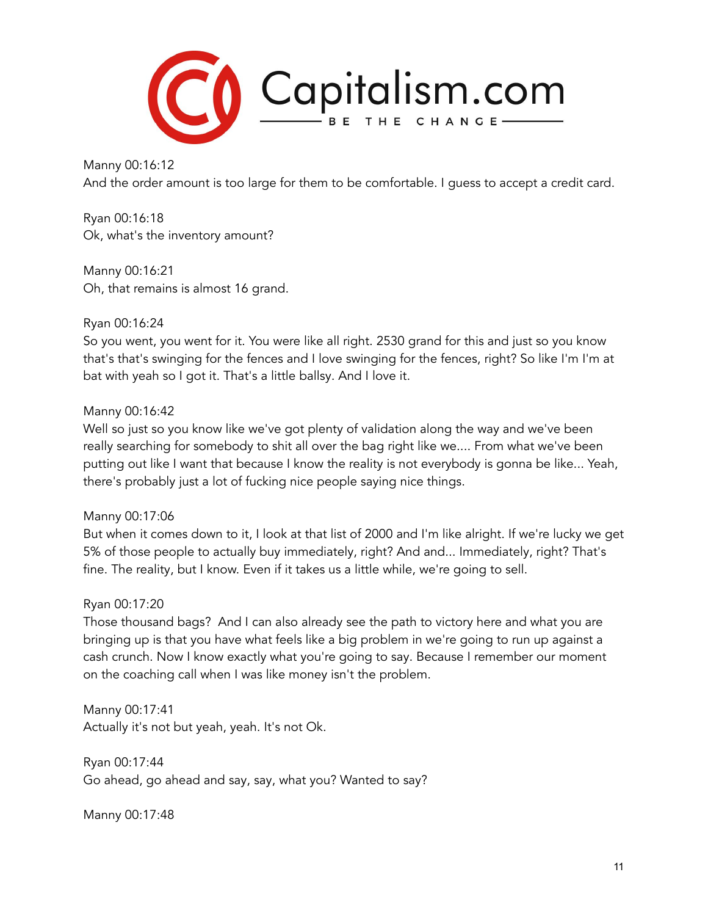Manny 00:16:12
And the order amount is too large for them to be comfortable. I guess to accept a credit card.

Ryan 00:16:18
Ok, what's the inventory amount?

Manny 00:16:21
Oh, that remains is almost 16 grand.

Ryan 00:16:24
So you went, you went for it. You were like all right. 2530 grand for this and just so you know that's that's swinging for the fences and I love swinging for the fences, right? So like I'm I'm at bat with yeah so I got it. That's a little ballsy. And I love it.

Manny 00:16:42
Well so just so you know like we've got plenty of validation along the way and we've been really searching for somebody to shit all over the bag right like we.... From what we've been putting out like I want that because I know the reality is not everybody is gonna be like... Yeah, there's probably just a lot of fucking nice people saying nice things.

Manny 00:17:06
But when it comes down to it, I look at that list of 2000 and I'm like alright. If we're lucky we get 5% of those people to actually buy immediately, right? And and... Immediately, right? That's fine. The reality, but I know. Even if it takes us a little while, we're going to sell.

Ryan 00:17:20
Those thousand bags? And I can also already see the path to victory here and what you are bringing up is that you have what feels like a big problem in we're going to run up against a cash crunch. Now I know exactly what you're going to say. Because I remember our moment on the coaching call when I was like money isn't the problem.

Manny 00:17:41
Actually it's not but yeah, yeah. It's not Ok.

Ryan 00:17:44
Go ahead, go ahead and say, say, what you? Wanted to say?

Manny 00:17:48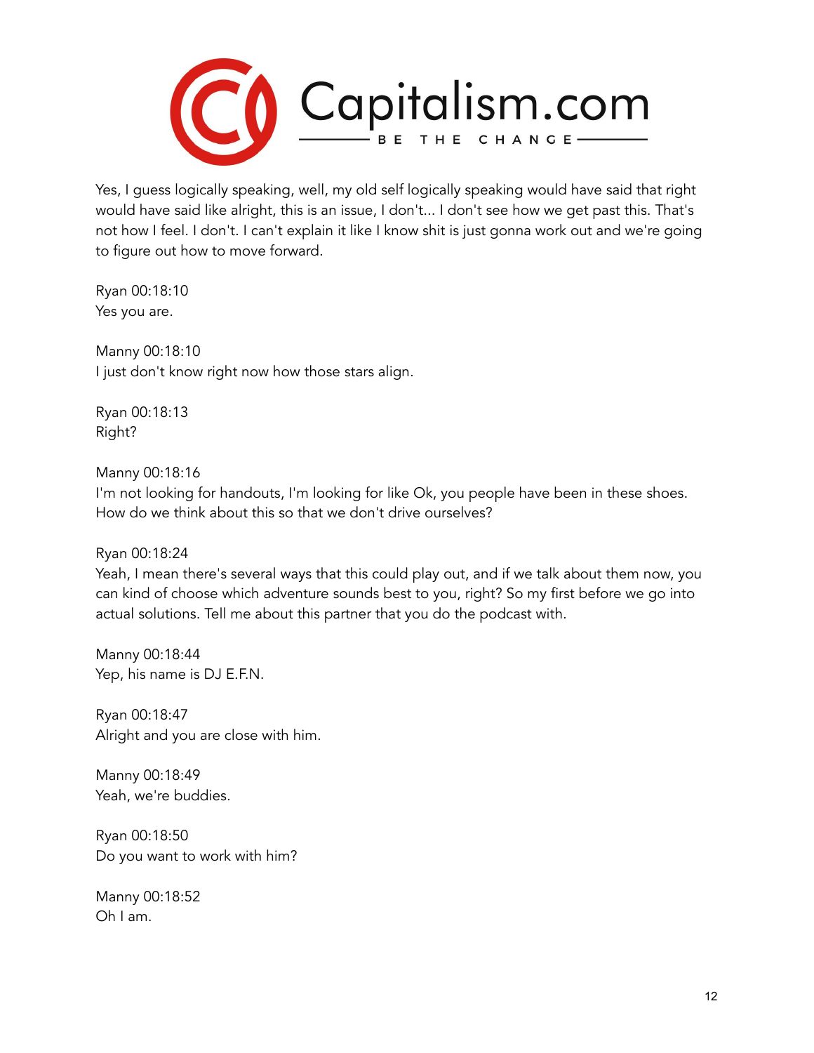Yes, I guess logically speaking, well, my old self logically speaking would have said that right would have said like alright, this is an issue, I don't... I don't see how we get past this. That's not how I feel. I don't. I can't explain it like I know shit is just gonna work out and we're going to figure out how to move forward.

Ryan 00:18:10
Yes you are.

Manny 00:18:10
I just don't know right now how those stars align.

Ryan 00:18:13
Right?

Manny 00:18:16
I'm not looking for handouts, I'm looking for like Ok, you people have been in these shoes. How do we think about this so that we don't drive ourselves?

Ryan 00:18:24
Yeah, I mean there's several ways that this could play out, and if we talk about them now, you can kind of choose which adventure sounds best to you, right? So my first before we go into actual solutions. Tell me about this partner that you do the podcast with.

Manny 00:18:44
Yep, his name is DJ E.F.N.

Ryan 00:18:47
Alright and you are close with him.

Manny 00:18:49
Yeah, we're buddies.

Ryan 00:18:50
Do you want to work with him?

Manny 00:18:52
Oh I am.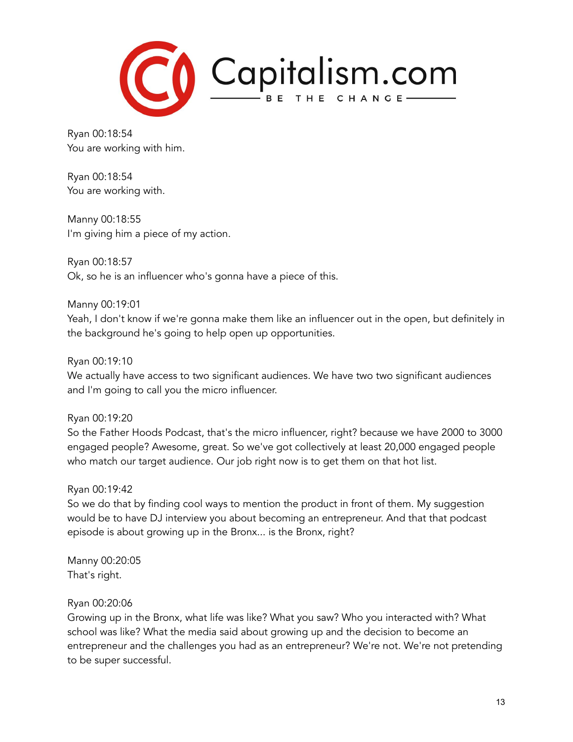Ryan 00:18:54
You are working with him.

Ryan 00:18:54
You are working with.

Manny 00:18:55
I'm giving him a piece of my action.

Ryan 00:18:57
Ok, so he is an influencer who's gonna have a piece of this.

Manny 00:19:01
Yeah, I don't know if we're gonna make them like an influencer out in the open, but definitely in the background he's going to help open up opportunities.

Ryan 00:19:10
We actually have access to two significant audiences. We have two two significant audiences and I'm going to call you the micro influencer.

Ryan 00:19:20
So the Father Hoods Podcast, that's the micro influencer, right? because we have 2000 to 3000 engaged people? Awesome, great. So we've got collectively at least 20,000 engaged people who match our target audience. Our job right now is to get them on that hot list.

Ryan 00:19:42
So we do that by finding cool ways to mention the product in front of them. My suggestion would be to have DJ interview you about becoming an entrepreneur. And that that podcast episode is about growing up in the Bronx... is the Bronx, right?

Manny 00:20:05
That's right.

Ryan 00:20:06
Growing up in the Bronx, what life was like? What you saw? Who you interacted with? What school was like? What the media said about growing up and the decision to become an entrepreneur and the challenges you had as an entrepreneur? We're not. We're not pretending to be super successful.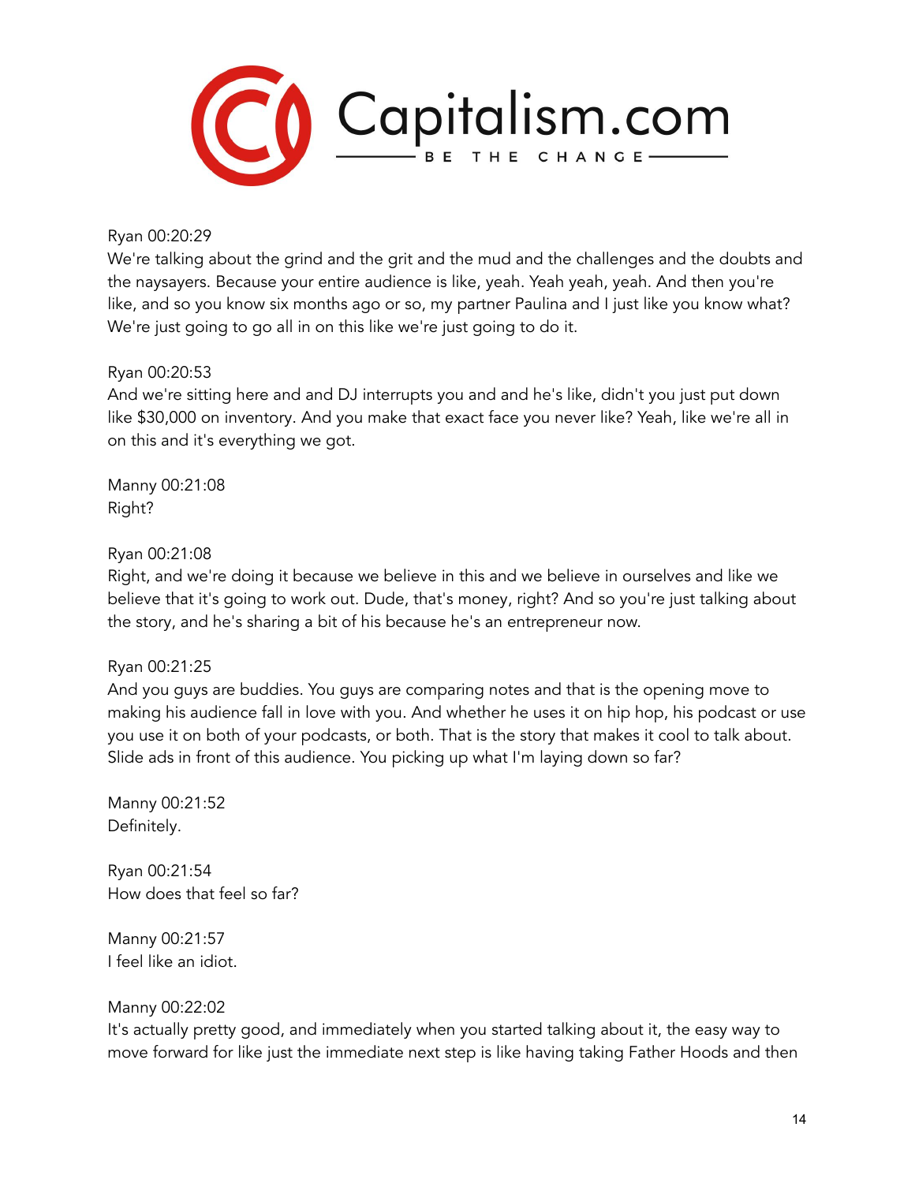Ryan 00:20:29
We're talking about the grind and the grit and the mud and the challenges and the doubts and the naysayers. Because your entire audience is like, yeah. Yeah yeah, yeah. And then you're like, and so you know six months ago or so, my partner Paulina and I just like you know what? We're just going to go all in on this like we're just going to do it.

Ryan 00:20:53
And we're sitting here and and DJ interrupts you and and he's like, didn't you just put down like $30,000 on inventory. And you make that exact face you never like? Yeah, like we're all in on this and it's everything we got.

Manny 00:21:08
Right?

Ryan 00:21:08
Right, and we're doing it because we believe in this and we believe in ourselves and like we believe that it's going to work out. Dude, that's money, right? And so you're just talking about the story, and he's sharing a bit of his because he's an entrepreneur now.

Ryan 00:21:25
And you guys are buddies. You guys are comparing notes and that is the opening move to making his audience fall in love with you. And whether he uses it on hip hop, his podcast or use you use it on both of your podcasts, or both. That is the story that makes it cool to talk about. Slide ads in front of this audience. You picking up what I'm laying down so far?

Manny 00:21:52
Definitely.

Ryan 00:21:54
How does that feel so far?

Manny 00:21:57
I feel like an idiot.

Manny 00:22:02
It's actually pretty good, and immediately when you started talking about it, the easy way to move forward for like just the immediate next step is like having taking Father Hoods and then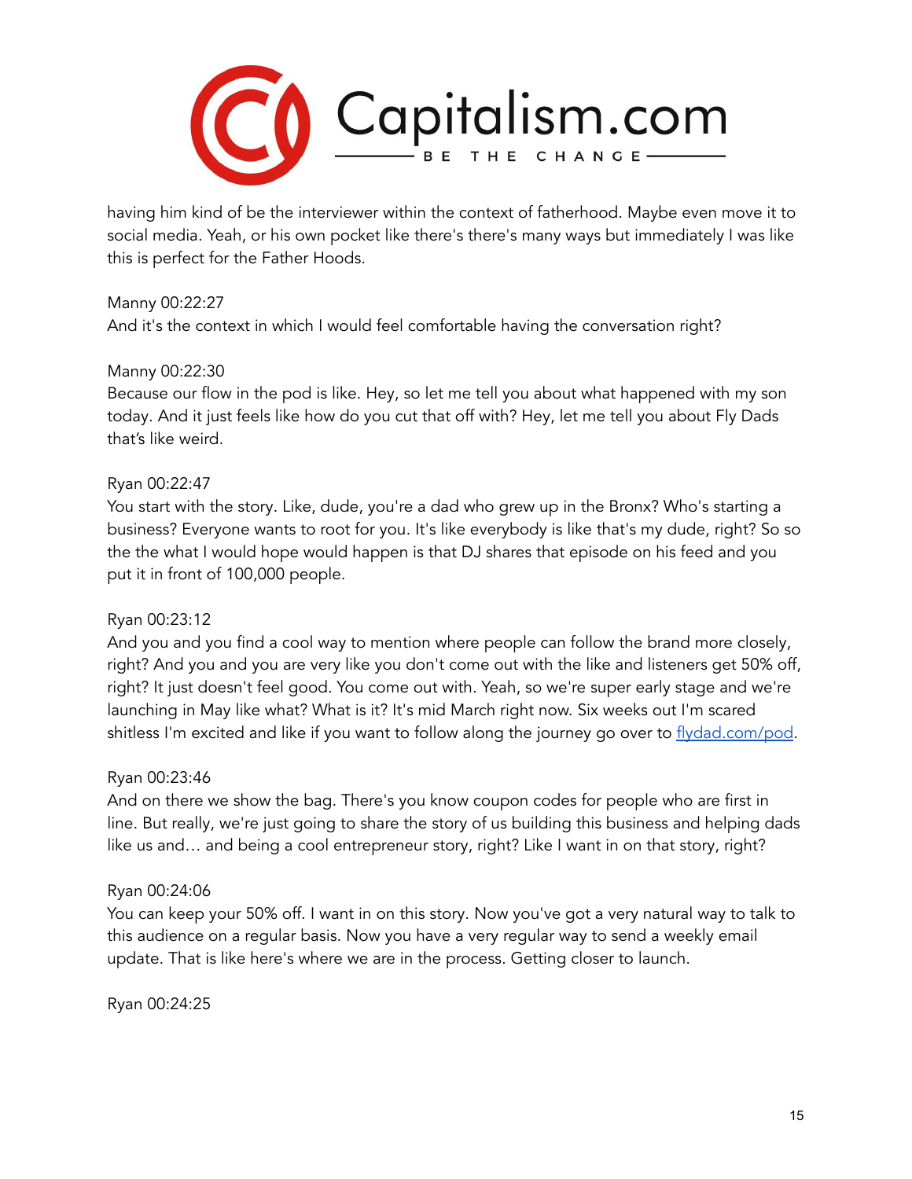having him kind of be the interviewer within the context of fatherhood. Maybe even move it to social media. Yeah, or his own pocket like there's there's many ways but immediately I was like this is perfect for the Father Hoods.

Manny 00:22:27
And it's the context in which I would feel comfortable having the conversation right?

Manny 00:22:30
Because our flow in the pod is like. Hey, so let me tell you about what happened with my son today. And it just feels like how do you cut that off with? Hey, let me tell you about Fly Dads that's like weird.

Ryan 00:22:47
You start with the story. Like, dude, you're a dad who grew up in the Bronx? Who's starting a business? Everyone wants to root for you. It's like everybody is like that's my dude, right? So so the the what I would hope would happen is that DJ shares that episode on his feed and you put it in front of 100,000 people.

Ryan 00:23:12
And you and you find a cool way to mention where people can follow the brand more closely, right? And you and you are very like you don't come out with the like and listeners get 50% off, right? It just doesn't feel good. You come out with. Yeah, so we're super early stage and we're launching in May like what? What is it? It's mid March right now. Six weeks out I'm scared shitless I'm excited and like if you want to follow along the journey go over to [flydad.com/pod](flydad.com/pod).

Ryan 00:23:46
And on there we show the bag. There's you know coupon codes for people who are first in line. But really, we're just going to share the story of us building this business and helping dads like us and… and being a cool entrepreneur story, right? Like I want in on that story, right?

Ryan 00:24:06
You can keep your 50% off. I want in on this story. Now you've got a very natural way to talk to this audience on a regular basis. Now you have a very regular way to send a weekly email update. That is like here's where we are in the process. Getting closer to launch.

Ryan 00:24:25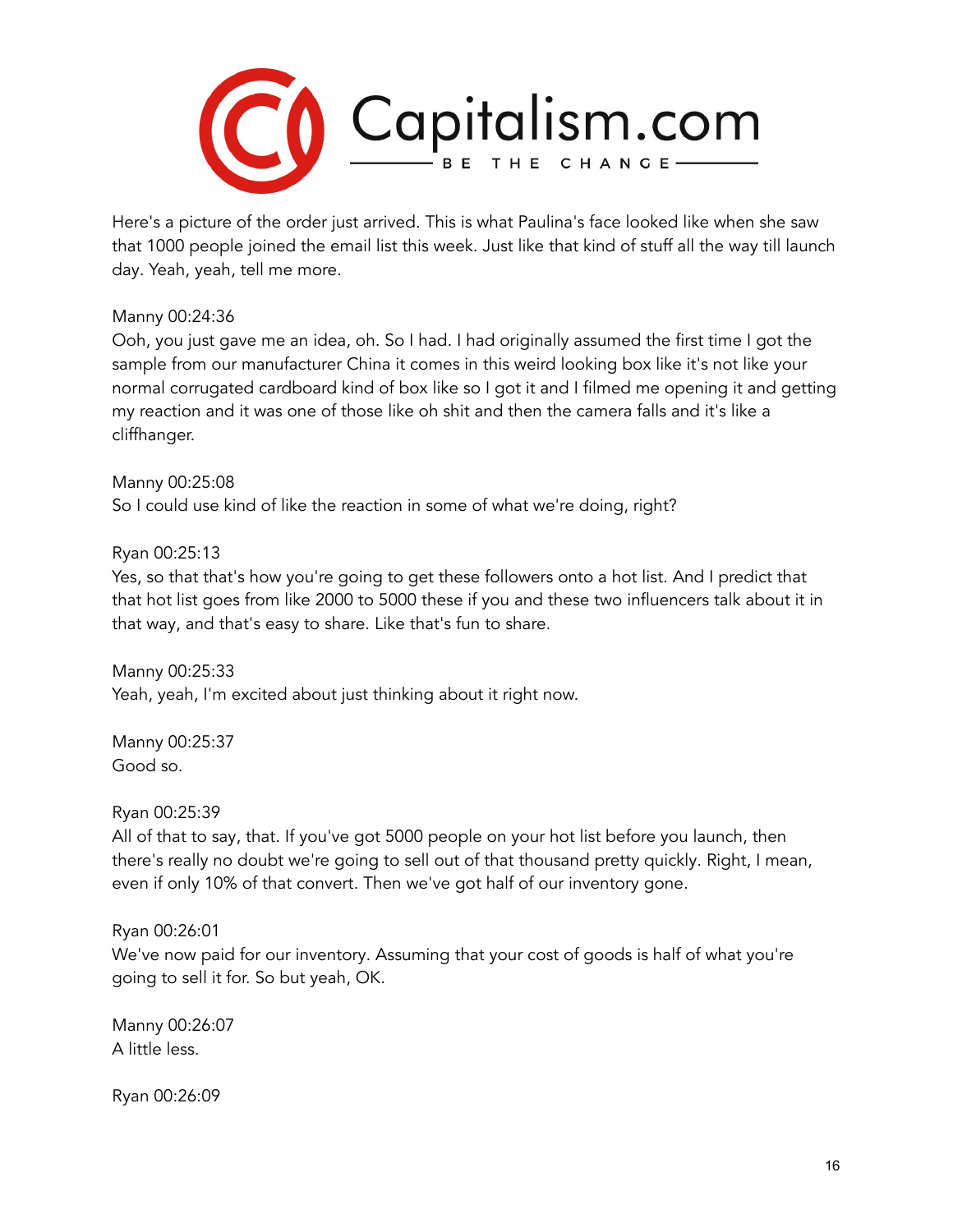Here's a picture of the order just arrived. This is what Paulina's face looked like when she saw that 1000 people joined the email list this week. Just like that kind of stuff all the way till launch day. Yeah, yeah, tell me more.

Manny 00:24:36
Ooh, you just gave me an idea, oh. So I had. I had originally assumed the first time I got the sample from our manufacturer China it comes in this weird looking box like it's not like your normal corrugated cardboard kind of box like so I got it and I filmed me opening it and getting my reaction and it was one of those like oh shit and then the camera falls and it's like a cliffhanger.

Manny 00:25:08
So I could use kind of like the reaction in some of what we're doing, right?

Ryan 00:25:13
Yes, so that that's how you're going to get these followers onto a hot list. And I predict that that hot list goes from like 2000 to 5000 these if you and these two influencers talk about it in that way, and that's easy to share. Like that's fun to share.

Manny 00:25:33
Yeah, yeah, I'm excited about just thinking about it right now.

Manny 00:25:37
Good so.

Ryan 00:25:39
All of that to say, that. If you've got 5000 people on your hot list before you launch, then there's really no doubt we're going to sell out of that thousand pretty quickly. Right, I mean, even if only 10% of that convert. Then we've got half of our inventory gone.

Ryan 00:26:01
We've now paid for our inventory. Assuming that your cost of goods is half of what you're going to sell it for. So but yeah, OK.

Manny 00:26:07
A little less.

Ryan 00:26:09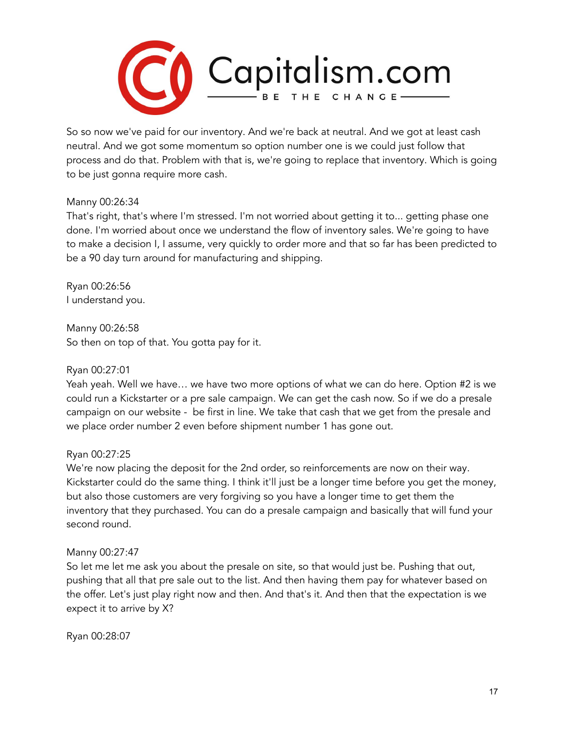So so now we've paid for our inventory. And we're back at neutral. And we got at least cash neutral. And we got some momentum so option number one is we could just follow that process and do that. Problem with that is, we're going to replace that inventory. Which is going to be just gonna require more cash.

Manny 00:26:34
That's right, that's where I'm stressed. I'm not worried about getting it to... getting phase one done. I'm worried about once we understand the flow of inventory sales. We're going to have to make a decision I, I assume, very quickly to order more and that so far has been predicted to be a 90 day turn around for manufacturing and shipping.

Ryan 00:26:56
I understand you.

Manny 00:26:58
So then on top of that. You gotta pay for it.

Ryan 00:27:01
Yeah yeah. Well we have… we have two more options of what we can do here. Option #2 is we could run a Kickstarter or a pre sale campaign. We can get the cash now. So if we do a presale campaign on our website - be first in line. We take that cash that we get from the presale and we place order number 2 even before shipment number 1 has gone out.

Ryan 00:27:25
We're now placing the deposit for the 2nd order, so reinforcements are now on their way. Kickstarter could do the same thing. I think it'll just be a longer time before you get the money, but also those customers are very forgiving so you have a longer time to get them the inventory that they purchased. You can do a presale campaign and basically that will fund your second round.

Manny 00:27:47
So let me let me ask you about the presale on site, so that would just be. Pushing that out, pushing that all that pre sale out to the list. And then having them pay for whatever based on the offer. Let's just play right now and then. And that's it. And then that the expectation is we expect it to arrive by X?

Ryan 00:28:07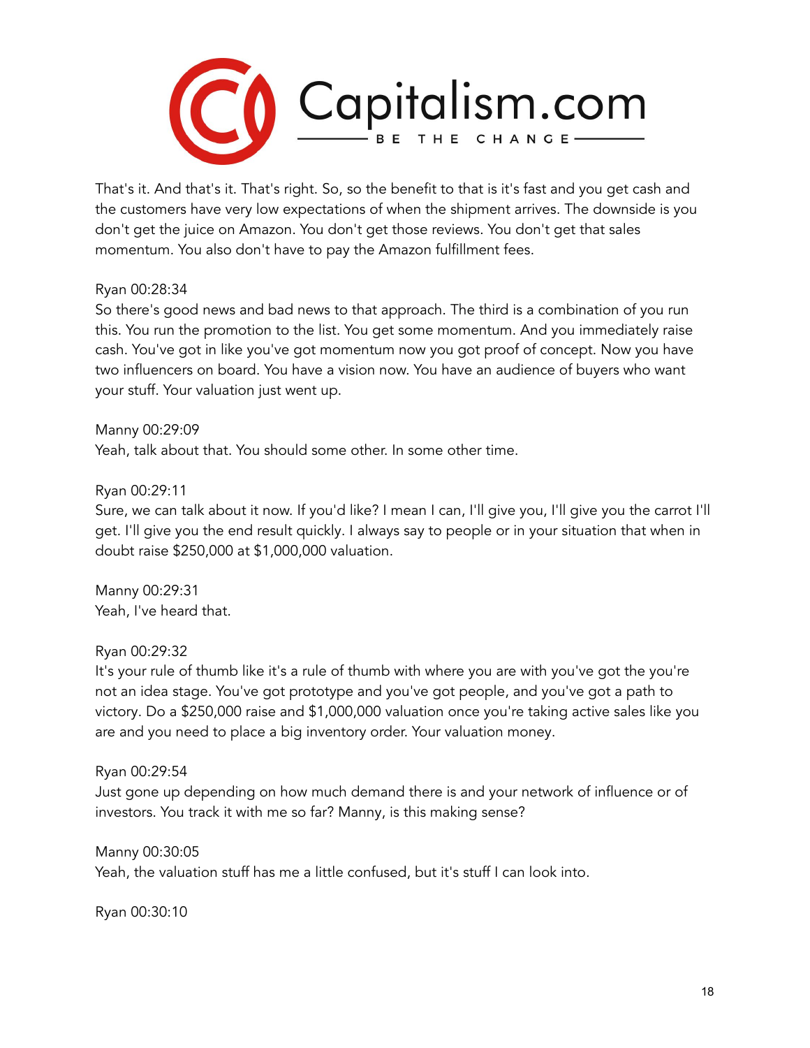That's it. And that's it. That's right. So, so the benefit to that is it's fast and you get cash and the customers have very low expectations of when the shipment arrives. The downside is you don't get the juice on Amazon. You don't get those reviews. You don't get that sales momentum. You also don't have to pay the Amazon fulfillment fees.

Ryan 00:28:34
So there's good news and bad news to that approach. The third is a combination of you run this. You run the promotion to the list. You get some momentum. And you immediately raise cash. You've got in like you've got momentum now you got proof of concept. Now you have two influencers on board. You have a vision now. You have an audience of buyers who want your stuff. Your valuation just went up.

Manny 00:29:09
Yeah, talk about that. You should some other. In some other time.

Ryan 00:29:11
Sure, we can talk about it now. If you'd like? I mean I can, I'll give you, I'll give you the carrot I'll get. I'll give you the end result quickly. I always say to people or in your situation that when in doubt raise $250,000 at $1,000,000 valuation.

Manny 00:29:31
Yeah, I've heard that.

Ryan 00:29:32
It's your rule of thumb like it's a rule of thumb with where you are with you've got the you're not an idea stage. You've got prototype and you've got people, and you've got a path to victory. Do a $250,000 raise and $1,000,000 valuation once you're taking active sales like you are and you need to place a big inventory order. Your valuation money.

Ryan 00:29:54
Just gone up depending on how much demand there is and your network of influence or of investors. You track it with me so far? Manny, is this making sense?

Manny 00:30:05
Yeah, the valuation stuff has me a little confused, but it's stuff I can look into.

Ryan 00:30:10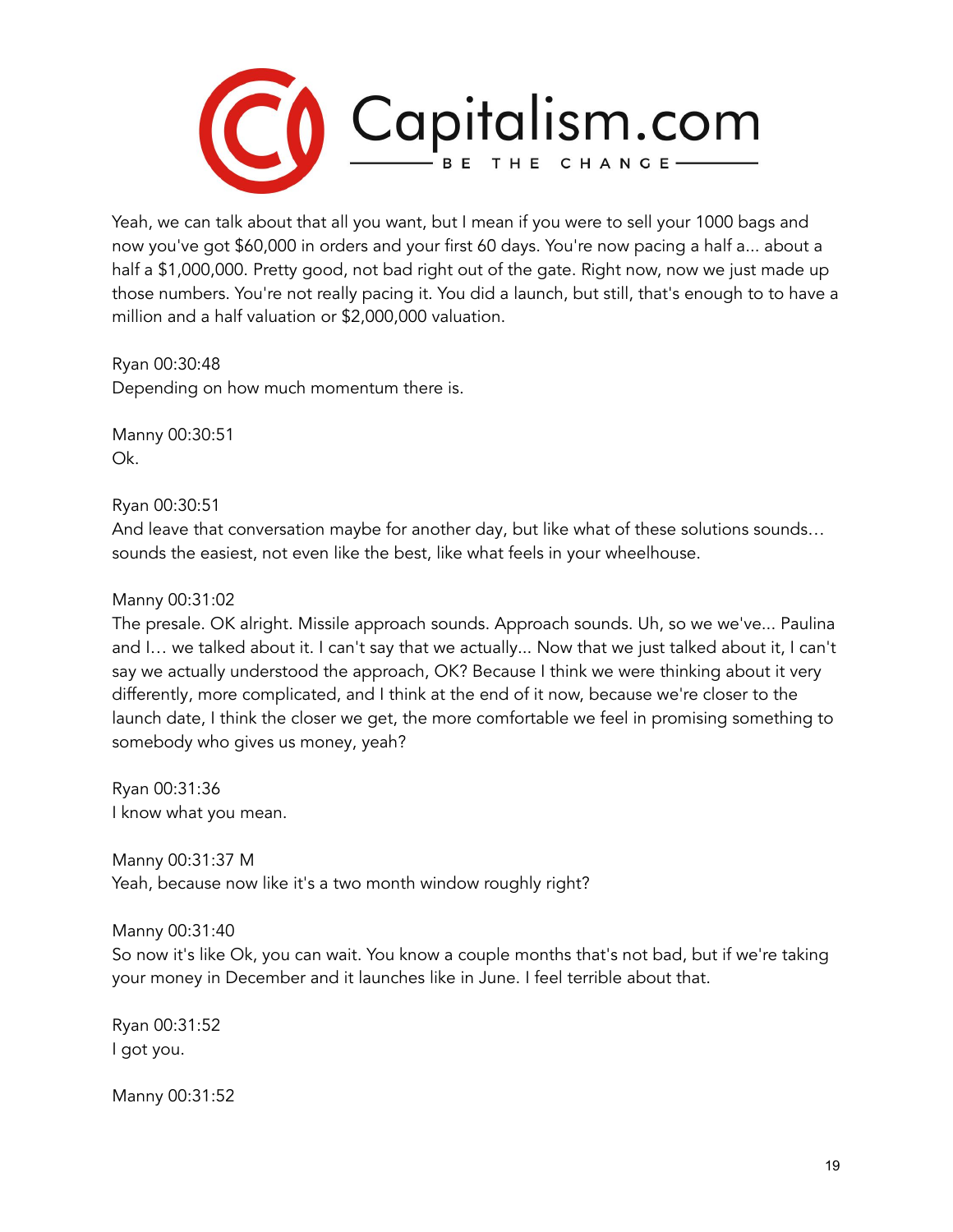Yeah, we can talk about that all you want, but I mean if you were to sell your 1000 bags and now you've got $60,000 in orders and your first 60 days. You're now pacing a half a... about a half a $1,000,000. Pretty good, not bad right out of the gate. Right now, now we just made up those numbers. You're not really pacing it. You did a launch, but still, that's enough to to have a million and a half valuation or $2,000,000 valuation.

Ryan 00:30:48
Depending on how much momentum there is.

Manny 00:30:51
Ok.

Ryan 00:30:51
And leave that conversation maybe for another day, but like what of these solutions sounds… sounds the easiest, not even like the best, like what feels in your wheelhouse.

Manny 00:31:02
The presale. OK alright. Missile approach sounds. Approach sounds. Uh, so we we've... Paulina and I… we talked about it. I can't say that we actually... Now that we just talked about it, I can't say we actually understood the approach, OK? Because I think we were thinking about it very differently, more complicated, and I think at the end of it now, because we're closer to the launch date, I think the closer we get, the more comfortable we feel in promising something to somebody who gives us money, yeah?

Ryan 00:31:36
I know what you mean.

Manny 00:31:37 M
Yeah, because now like it's a two month window roughly right?

Manny 00:31:40
So now it's like Ok, you can wait. You know a couple months that's not bad, but if we're taking your money in December and it launches like in June. I feel terrible about that.

Ryan 00:31:52
I got you.

Manny 00:31:52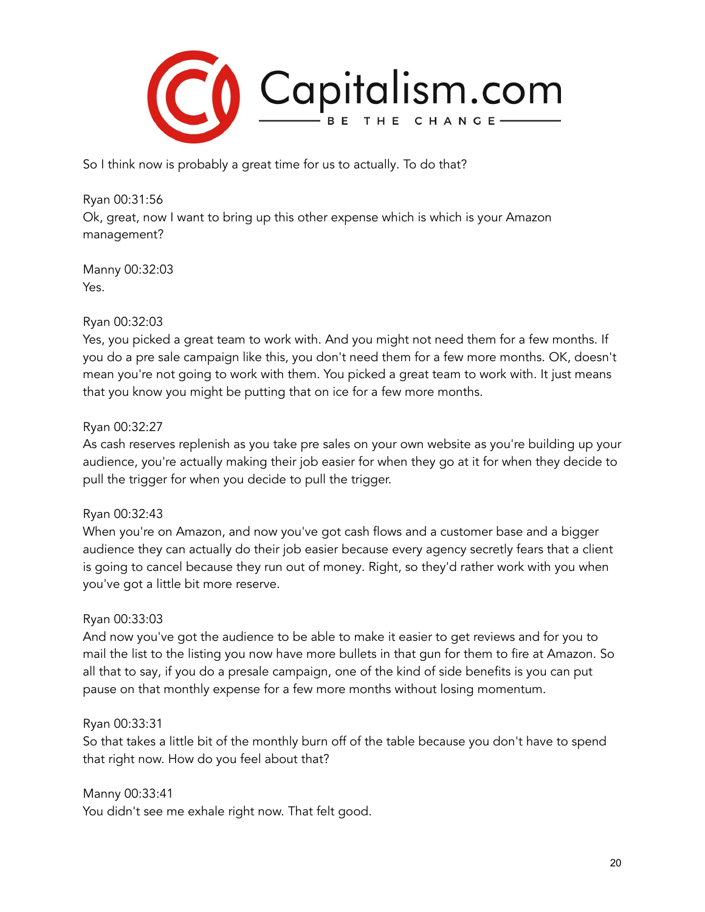So I think now is probably a great time for us to actually. To do that?

Ryan 00:31:56
Ok, great, now I want to bring up this other expense which is which is your Amazon management?

Manny 00:32:03
Yes.

Ryan 00:32:03
Yes, you picked a great team to work with. And you might not need them for a few months. If you do a pre sale campaign like this, you don't need them for a few more months. OK, doesn't mean you're not going to work with them. You picked a great team to work with. It just means that you know you might be putting that on ice for a few more months.

Ryan 00:32:27
As cash reserves replenish as you take pre sales on your own website as you're building up your audience, you're actually making their job easier for when they go at it for when they decide to pull the trigger for when you decide to pull the trigger.

Ryan 00:32:43
When you're on Amazon, and now you've got cash flows and a customer base and a bigger audience they can actually do their job easier because every agency secretly fears that a client is going to cancel because they run out of money. Right, so they'd rather work with you when you've got a little bit more reserve.

Ryan 00:33:03
And now you've got the audience to be able to make it easier to get reviews and for you to mail the list to the listing you now have more bullets in that gun for them to fire at Amazon. So all that to say, if you do a presale campaign, one of the kind of side benefits is you can put pause on that monthly expense for a few more months without losing momentum.

Ryan 00:33:31
So that takes a little bit of the monthly burn off of the table because you don't have to spend that right now. How do you feel about that?

Manny 00:33:41
You didn't see me exhale right now. That felt good.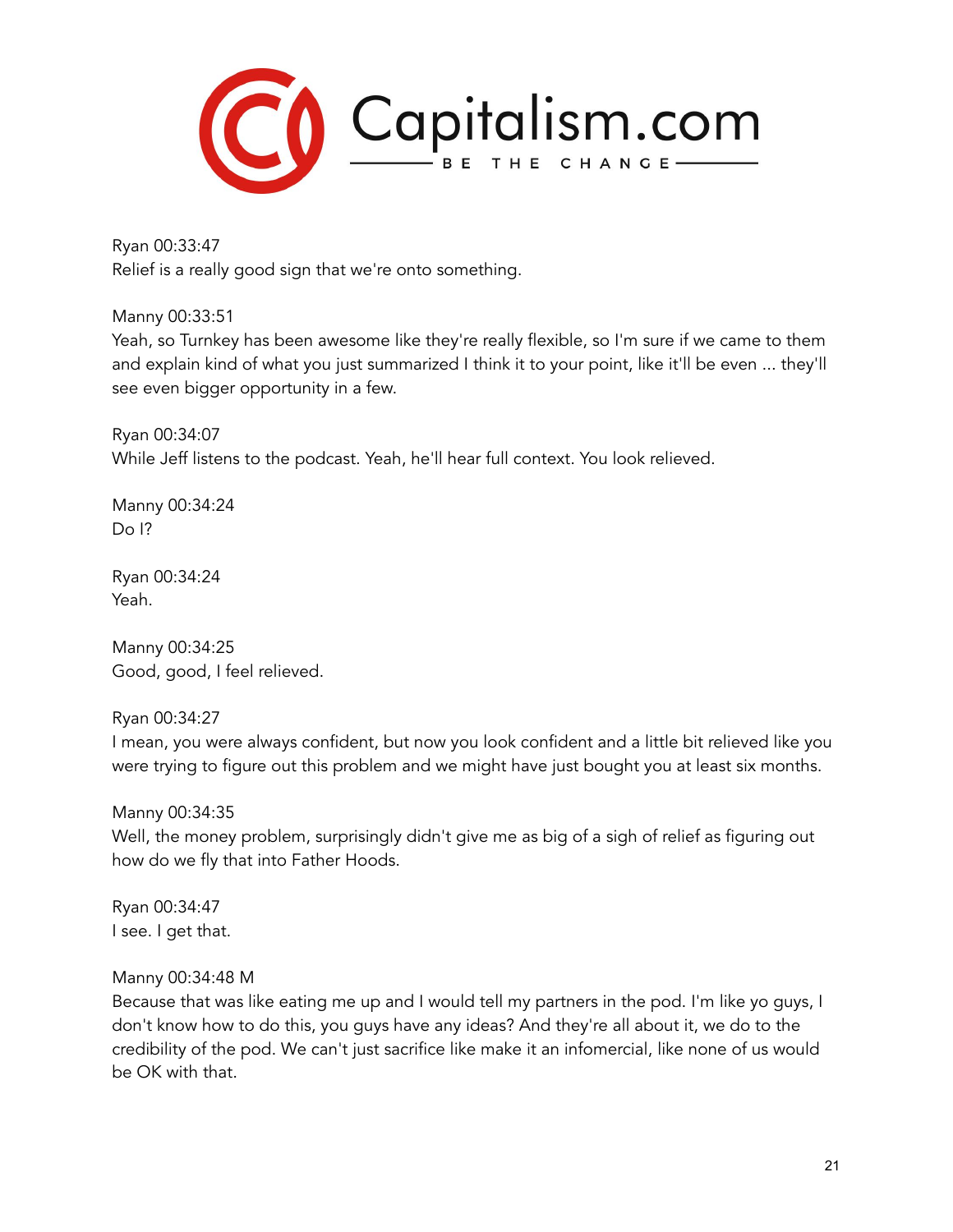Ryan 00:33:47
Relief is a really good sign that we're onto something.

Manny 00:33:51
Yeah, so Turnkey has been awesome like they're really flexible, so I'm sure if we came to them and explain kind of what you just summarized I think it to your point, like it'll be even ... they'll see even bigger opportunity in a few.

Ryan 00:34:07
While Jeff listens to the podcast. Yeah, he'll hear full context. You look relieved.

Manny 00:34:24
Do I?

Ryan 00:34:24
Yeah.

Manny 00:34:25
Good, good, I feel relieved.

Ryan 00:34:27
I mean, you were always confident, but now you look confident and a little bit relieved like you were trying to figure out this problem and we might have just bought you at least six months.

Manny 00:34:35
Well, the money problem, surprisingly didn't give me as big of a sigh of relief as figuring out how do we fly that into Father Hoods.

Ryan 00:34:47
I see. I get that.

Manny 00:34:48 M
Because that was like eating me up and I would tell my partners in the pod. I'm like yo guys, I don't know how to do this, you guys have any ideas? And they're all about it, we do to the credibility of the pod. We can't just sacrifice like make it an infomercial, like none of us would be OK with that.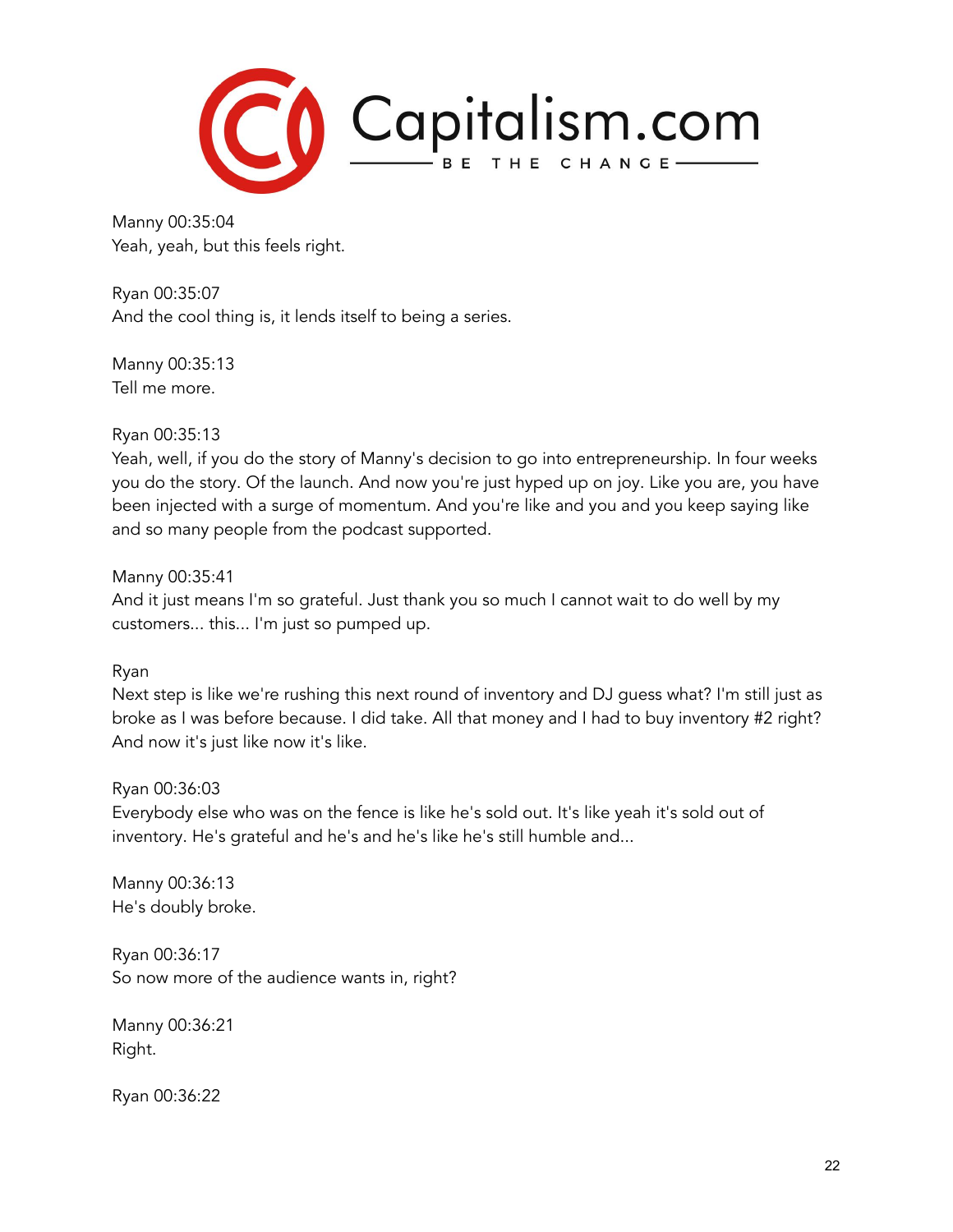Manny 00:35:04
Yeah, yeah, but this feels right.

Ryan 00:35:07
And the cool thing is, it lends itself to being a series.

Manny 00:35:13
Tell me more.

Ryan 00:35:13
Yeah, well, if you do the story of Manny's decision to go into entrepreneurship. In four weeks you do the story. Of the launch. And now you're just hyped up on joy. Like you are, you have been injected with a surge of momentum. And you're like and you and you keep saying like and so many people from the podcast supported.

Manny 00:35:41
And it just means I'm so grateful. Just thank you so much I cannot wait to do well by my customers... this... I'm just so pumped up.

Ryan
Next step is like we're rushing this next round of inventory and DJ guess what? I'm still just as broke as I was before because. I did take. All that money and I had to buy inventory #2 right? And now it's just like now it's like.

Ryan 00:36:03
Everybody else who was on the fence is like he's sold out. It's like yeah it's sold out of inventory. He's grateful and he's and he's like he's still humble and...

Manny 00:36:13
He's doubly broke.

Ryan 00:36:17
So now more of the audience wants in, right?

Manny 00:36:21
Right.

Ryan 00:36:22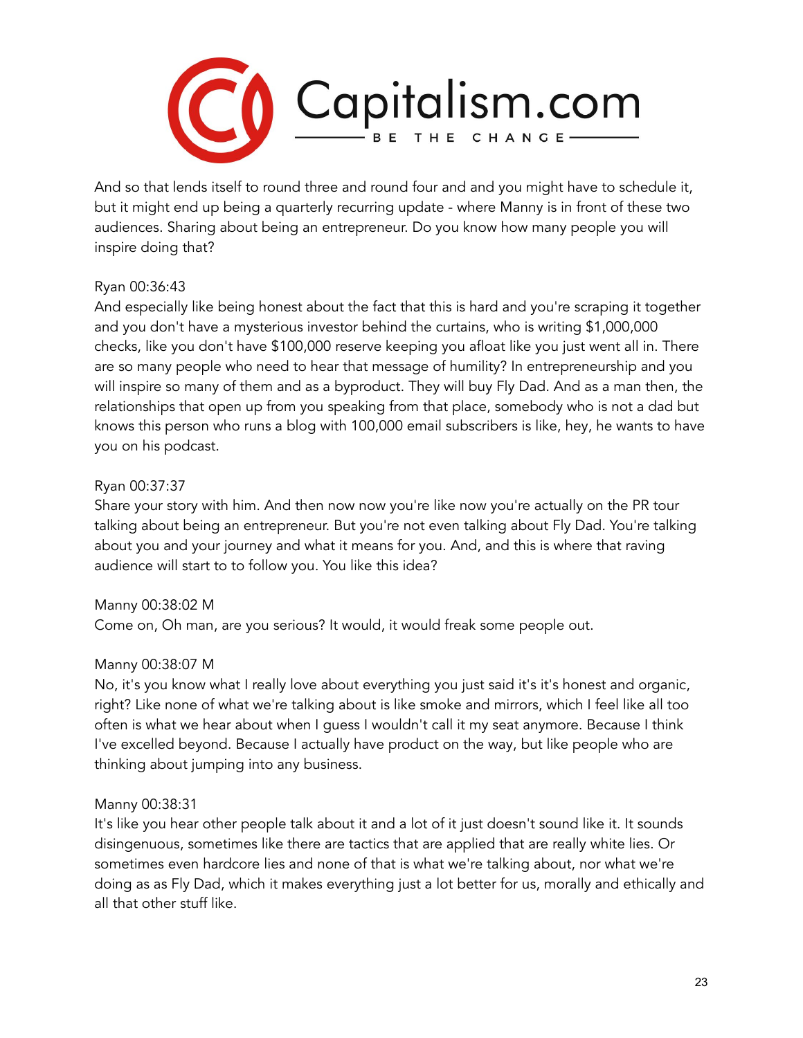And so that lends itself to round three and round four and and you might have to schedule it, but it might end up being a quarterly recurring update - where Manny is in front of these two audiences. Sharing about being an entrepreneur. Do you know how many people you will inspire doing that?

Ryan 00:36:43
And especially like being honest about the fact that this is hard and you're scraping it together and you don't have a mysterious investor behind the curtains, who is writing $1,000,000 checks, like you don't have $100,000 reserve keeping you afloat like you just went all in. There are so many people who need to hear that message of humility? In entrepreneurship and you will inspire so many of them and as a byproduct. They will buy Fly Dad. And as a man then, the relationships that open up from you speaking from that place, somebody who is not a dad but knows this person who runs a blog with 100,000 email subscribers is like, hey, he wants to have you on his podcast.

Ryan 00:37:37
Share your story with him. And then now now you're like now you're actually on the PR tour talking about being an entrepreneur. But you're not even talking about Fly Dad. You're talking about you and your journey and what it means for you. And, and this is where that raving audience will start to to follow you. You like this idea?

Manny 00:38:02 M
Come on, Oh man, are you serious? It would, it would freak some people out.

Manny 00:38:07 M
No, it's you know what I really love about everything you just said it's it's honest and organic, right? Like none of what we're talking about is like smoke and mirrors, which I feel like all too often is what we hear about when I guess I wouldn't call it my seat anymore. Because I think I've excelled beyond. Because I actually have product on the way, but like people who are thinking about jumping into any business.

Manny 00:38:31
It's like you hear other people talk about it and a lot of it just doesn't sound like it. It sounds disingenuous, sometimes like there are tactics that are applied that are really white lies. Or sometimes even hardcore lies and none of that is what we're talking about, nor what we're doing as as Fly Dad, which it makes everything just a lot better for us, morally and ethically and all that other stuff like.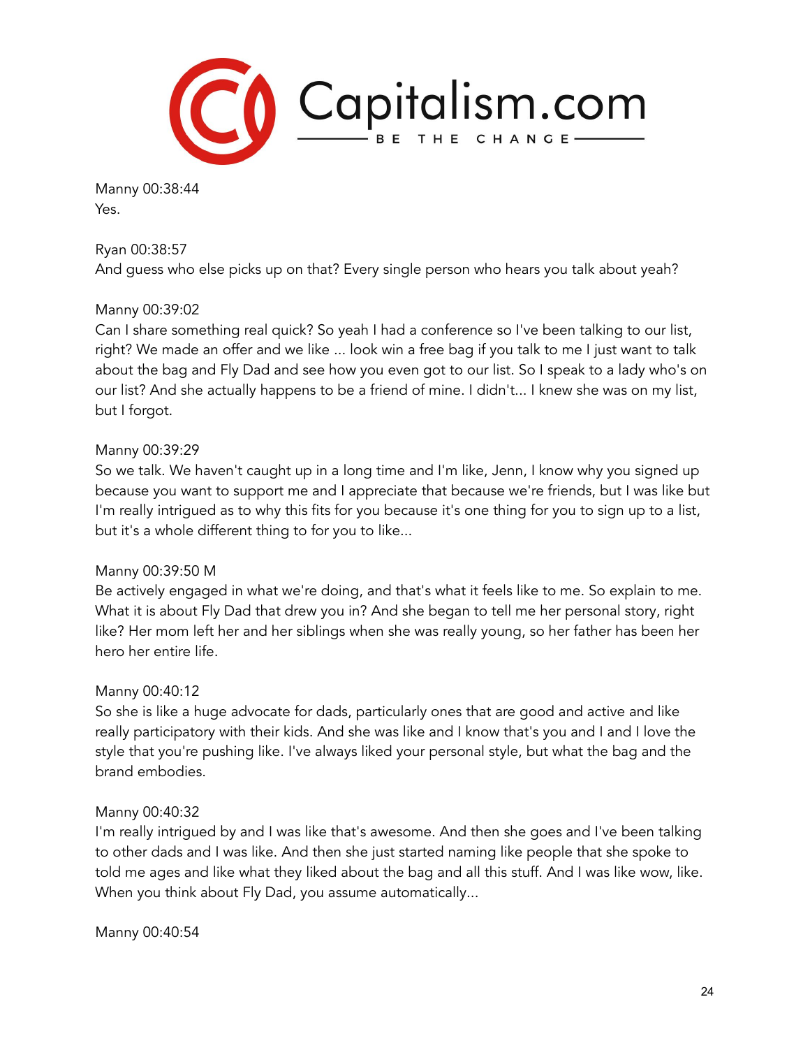Manny 00:38:44
Yes.

Ryan 00:38:57
And guess who else picks up on that? Every single person who hears you talk about yeah?

Manny 00:39:02
Can I share something real quick? So yeah I had a conference so I've been talking to our list, right? We made an offer and we like ... look win a free bag if you talk to me I just want to talk about the bag and Fly Dad and see how you even got to our list. So I speak to a lady who's on our list? And she actually happens to be a friend of mine. I didn't... I knew she was on my list, but I forgot.

Manny 00:39:29
So we talk. We haven't caught up in a long time and I'm like, Jenn, I know why you signed up because you want to support me and I appreciate that because we're friends, but I was like but I'm really intrigued as to why this fits for you because it's one thing for you to sign up to a list, but it's a whole different thing to for you to like...

Manny 00:39:50 M
Be actively engaged in what we're doing, and that's what it feels like to me. So explain to me. What it is about Fly Dad that drew you in? And she began to tell me her personal story, right like? Her mom left her and her siblings when she was really young, so her father has been her hero her entire life.

Manny 00:40:12
So she is like a huge advocate for dads, particularly ones that are good and active and like really participatory with their kids. And she was like and I know that's you and I and I love the style that you're pushing like. I've always liked your personal style, but what the bag and the brand embodies.

Manny 00:40:32
I'm really intrigued by and I was like that's awesome. And then she goes and I've been talking to other dads and I was like. And then she just started naming like people that she spoke to told me ages and like what they liked about the bag and all this stuff. And I was like wow, like. When you think about Fly Dad, you assume automatically...

Manny 00:40:54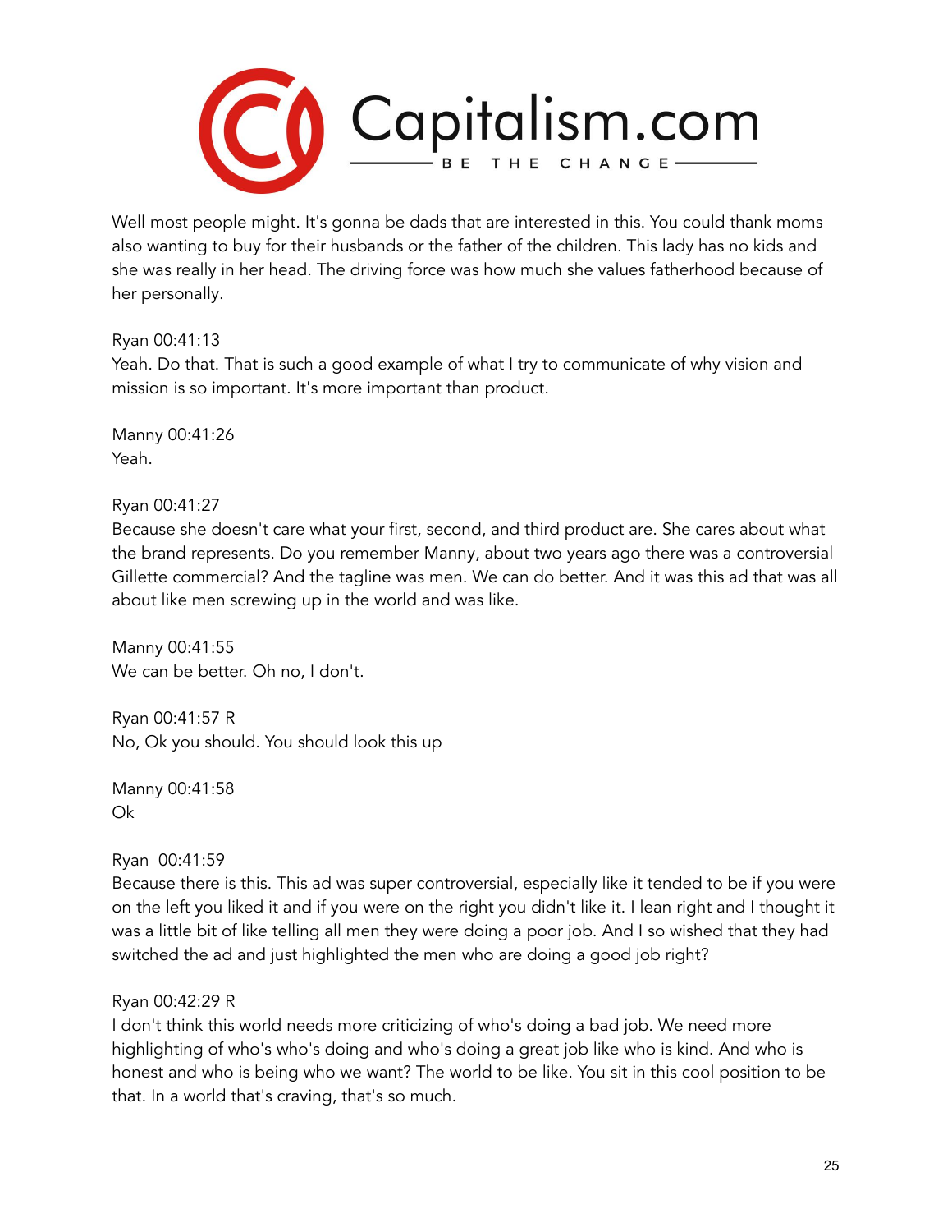Well most people might. It's gonna be dads that are interested in this. You could thank moms also wanting to buy for their husbands or the father of the children. This lady has no kids and she was really in her head. The driving force was how much she values fatherhood because of her personally.

Ryan 00:41:13
Yeah. Do that. That is such a good example of what I try to communicate of why vision and mission is so important. It's more important than product.

Manny 00:41:26
Yeah.

Ryan 00:41:27
Because she doesn't care what your first, second, and third product are. She cares about what the brand represents. Do you remember Manny, about two years ago there was a controversial Gillette commercial? And the tagline was men. We can do better. And it was this ad that was all about like men screwing up in the world and was like.

Manny 00:41:55
We can be better. Oh no, I don't.

Ryan 00:41:57 R
No, Ok you should. You should look this up

Manny 00:41:58
Ok

Ryan 00:41:59
Because there is this. This ad was super controversial, especially like it tended to be if you were on the left you liked it and if you were on the right you didn't like it. I lean right and I thought it was a little bit of like telling all men they were doing a poor job. And I so wished that they had switched the ad and just highlighted the men who are doing a good job right?

Ryan 00:42:29 R
I don't think this world needs more criticizing of who's doing a bad job. We need more highlighting of who's who's doing and who's doing a great job like who is kind. And who is honest and who is being who we want? The world to be like. You sit in this cool position to be that. In a world that's craving, that's so much.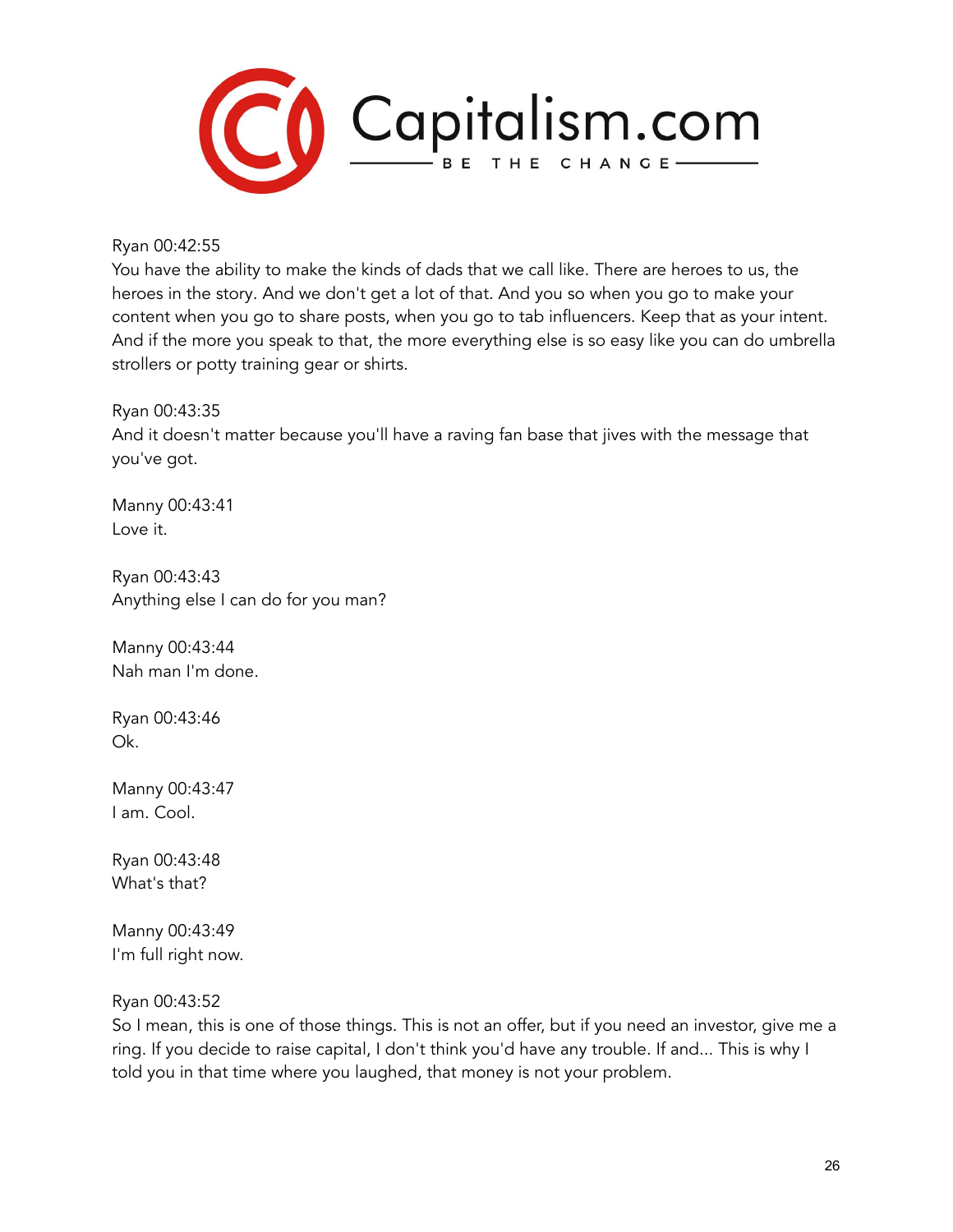Ryan 00:42:55
You have the ability to make the kinds of dads that we call like. There are heroes to us, the heroes in the story. And we don't get a lot of that. And you so when you go to make your content when you go to share posts, when you go to tab influencers. Keep that as your intent. And if the more you speak to that, the more everything else is so easy like you can do umbrella strollers or potty training gear or shirts.

Ryan 00:43:35
And it doesn't matter because you'll have a raving fan base that jives with the message that you've got.

Manny 00:43:41
Love it.

Ryan 00:43:43
Anything else I can do for you man?

Manny 00:43:44
Nah man I'm done.

Ryan 00:43:46
Ok.

Manny 00:43:47
I am. Cool.

Ryan 00:43:48
What's that?

Manny 00:43:49
I'm full right now.

Ryan 00:43:52
So I mean, this is one of those things. This is not an offer, but if you need an investor, give me a ring. If you decide to raise capital, I don't think you'd have any trouble. If and... This is why I told you in that time where you laughed, that money is not your problem.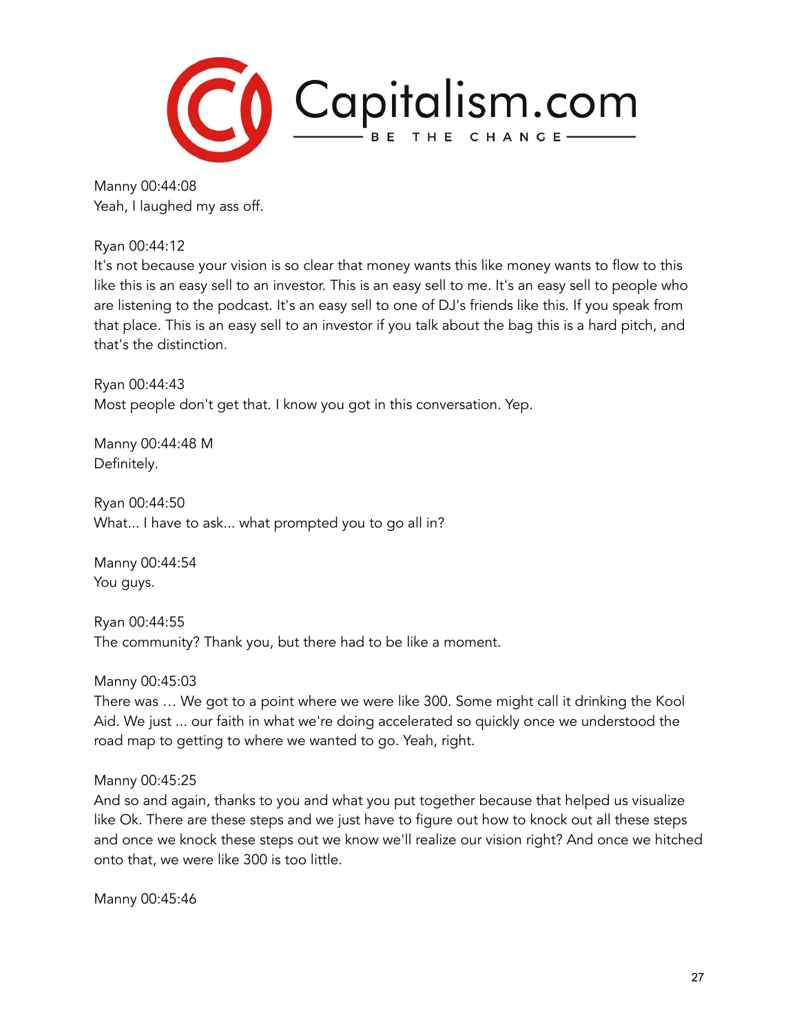Manny 00:44:08
Yeah, I laughed my ass off.

Ryan 00:44:12
It's not because your vision is so clear that money wants this like money wants to flow to this like this is an easy sell to an investor. This is an easy sell to me. It's an easy sell to people who are listening to the podcast. It's an easy sell to one of DJ's friends like this. If you speak from that place. This is an easy sell to an investor if you talk about the bag this is a hard pitch, and that's the distinction.

Ryan 00:44:43
Most people don't get that. I know you got in this conversation. Yep.

Manny 00:44:48 M
Definitely.

Ryan 00:44:50
What... I have to ask... what prompted you to go all in?

Manny 00:44:54
You guys.

Ryan 00:44:55
The community? Thank you, but there had to be like a moment.

Manny 00:45:03
There was … We got to a point where we were like 300. Some might call it drinking the Kool Aid. We just ... our faith in what we're doing accelerated so quickly once we understood the road map to getting to where we wanted to go. Yeah, right.

Manny 00:45:25
And so and again, thanks to you and what you put together because that helped us visualize like Ok. There are these steps and we just have to figure out how to knock out all these steps and once we knock these steps out we know we'll realize our vision right? And once we hitched onto that, we were like 300 is too little.

Manny 00:45:46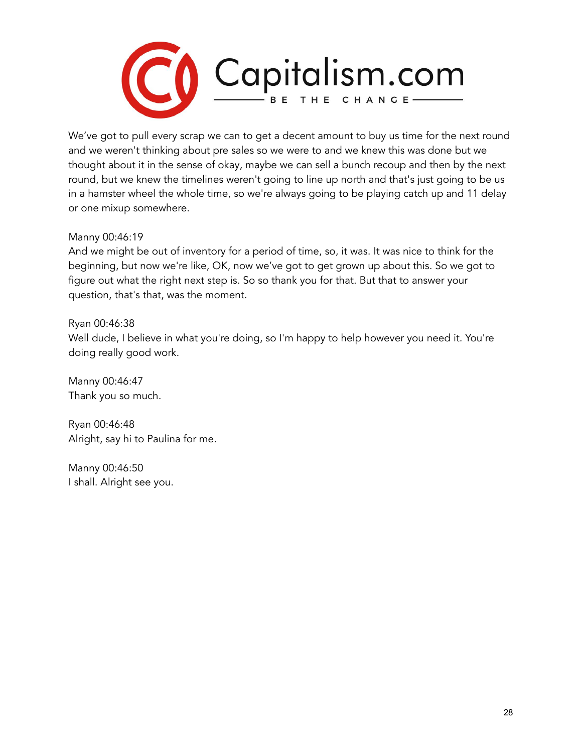We've got to pull every scrap we can to get a decent amount to buy us time for the next round and we weren't thinking about pre sales so we were to and we knew this was done but we thought about it in the sense of okay, maybe we can sell a bunch recoup and then by the next round, but we knew the timelines weren't going to line up north and that's just going to be us in a hamster wheel the whole time, so we're always going to be playing catch up and 11 delay or one mixup somewhere.

Manny 00:46:19
And we might be out of inventory for a period of time, so, it was. It was nice to think for the beginning, but now we're like, OK, now we've got to get grown up about this. So we got to figure out what the right next step is. So so thank you for that. But that to answer your question, that's that, was the moment.

Ryan 00:46:38
Well dude, I believe in what you're doing, so I'm happy to help however you need it. You're doing really good work.

Manny 00:46:47
Thank you so much.

Ryan 00:46:48
Alright, say hi to Paulina for me.

Manny 00:46:50
I shall. Alright see you.